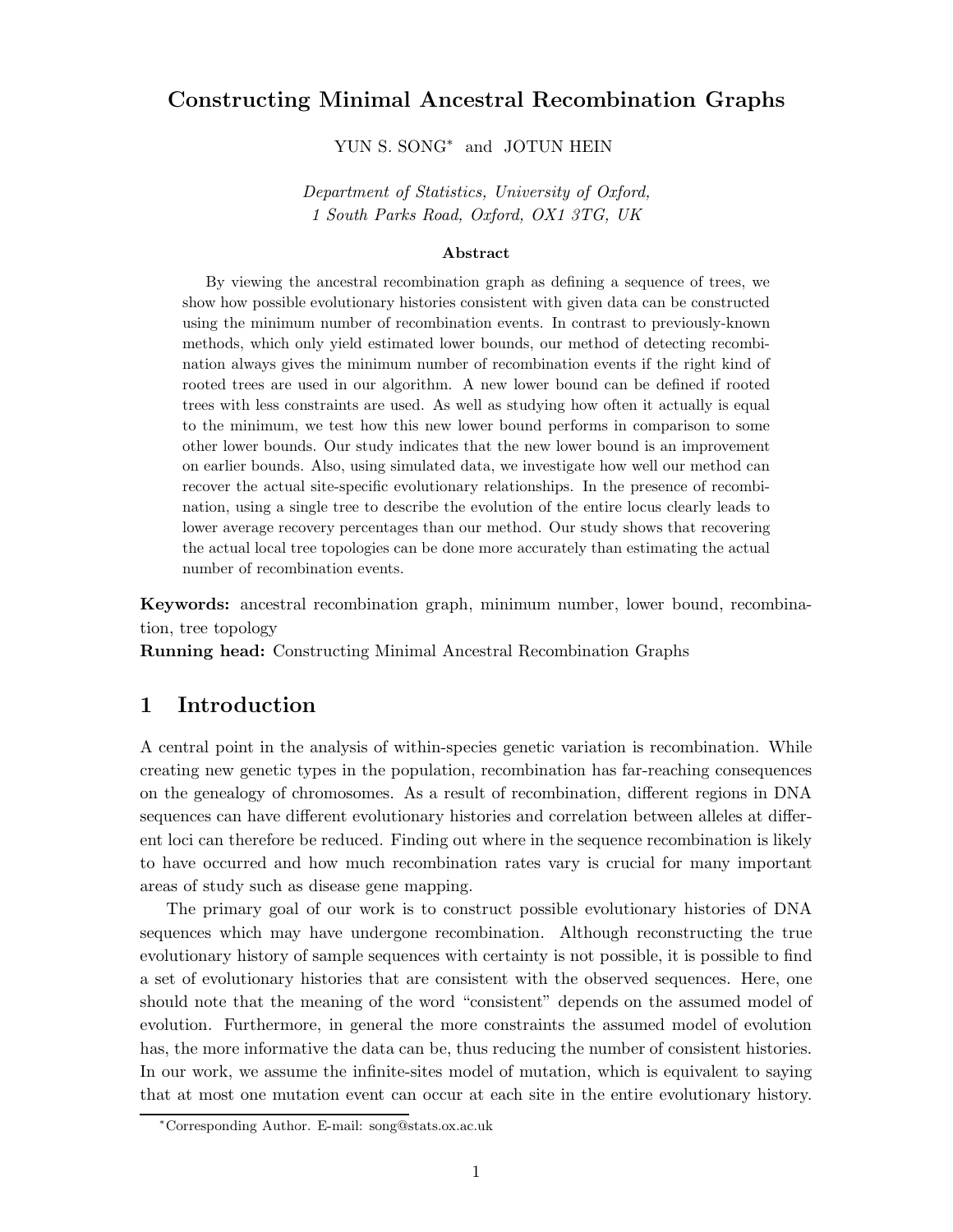# Constructing Minimal Ancestral Recombination Graphs

YUN S. SONG[*] and JOTUN HEIN

*Department of Statistics, University of Oxford,*
*1 South Parks Road, Oxford, OX1 3TG, UK*

### Abstract

By viewing the ancestral recombination graph as defining a sequence of trees, we show how possible evolutionary histories consistent with given data can be constructed using the minimum number of recombination events. In contrast to previously-known methods, which only yield estimated lower bounds, our method of detecting recombination always gives the minimum number of recombination events if the right kind of rooted trees are used in our algorithm. A new lower bound can be defined if rooted trees with less constraints are used. As well as studying how often it actually is equal to the minimum, we test how this new lower bound performs in comparison to some other lower bounds. Our study indicates that the new lower bound is an improvement on earlier bounds. Also, using simulated data, we investigate how well our method can recover the actual site-specific evolutionary relationships. In the presence of recombination, using a single tree to describe the evolution of the entire locus clearly leads to lower average recovery percentages than our method. Our study shows that recovering the actual local tree topologies can be done more accurately than estimating the actual number of recombination events.

**Keywords:** ancestral recombination graph, minimum number, lower bound, recombination, tree topology

**Running head:** Constructing Minimal Ancestral Recombination Graphs

## 1 Introduction

A central point in the analysis of within-species genetic variation is recombination. While creating new genetic types in the population, recombination has far-reaching consequences on the genealogy of chromosomes. As a result of recombination, different regions in DNA sequences can have different evolutionary histories and correlation between alleles at different loci can therefore be reduced. Finding out where in the sequence recombination is likely to have occurred and how much recombination rates vary is crucial for many important areas of study such as disease gene mapping.

The primary goal of our work is to construct possible evolutionary histories of DNA sequences which may have undergone recombination. Although reconstructing the true evolutionary history of sample sequences with certainty is not possible, it is possible to find a set of evolutionary histories that are consistent with the observed sequences. Here, one should note that the meaning of the word "consistent" depends on the assumed model of evolution. Furthermore, in general the more constraints the assumed model of evolution has, the more informative the data can be, thus reducing the number of consistent histories. In our work, we assume the infinite-sites model of mutation, which is equivalent to saying that at most one mutation event can occur at each site in the entire evolutionary history.

[*]Corresponding Author. E-mail: song@stats.ox.ac.uk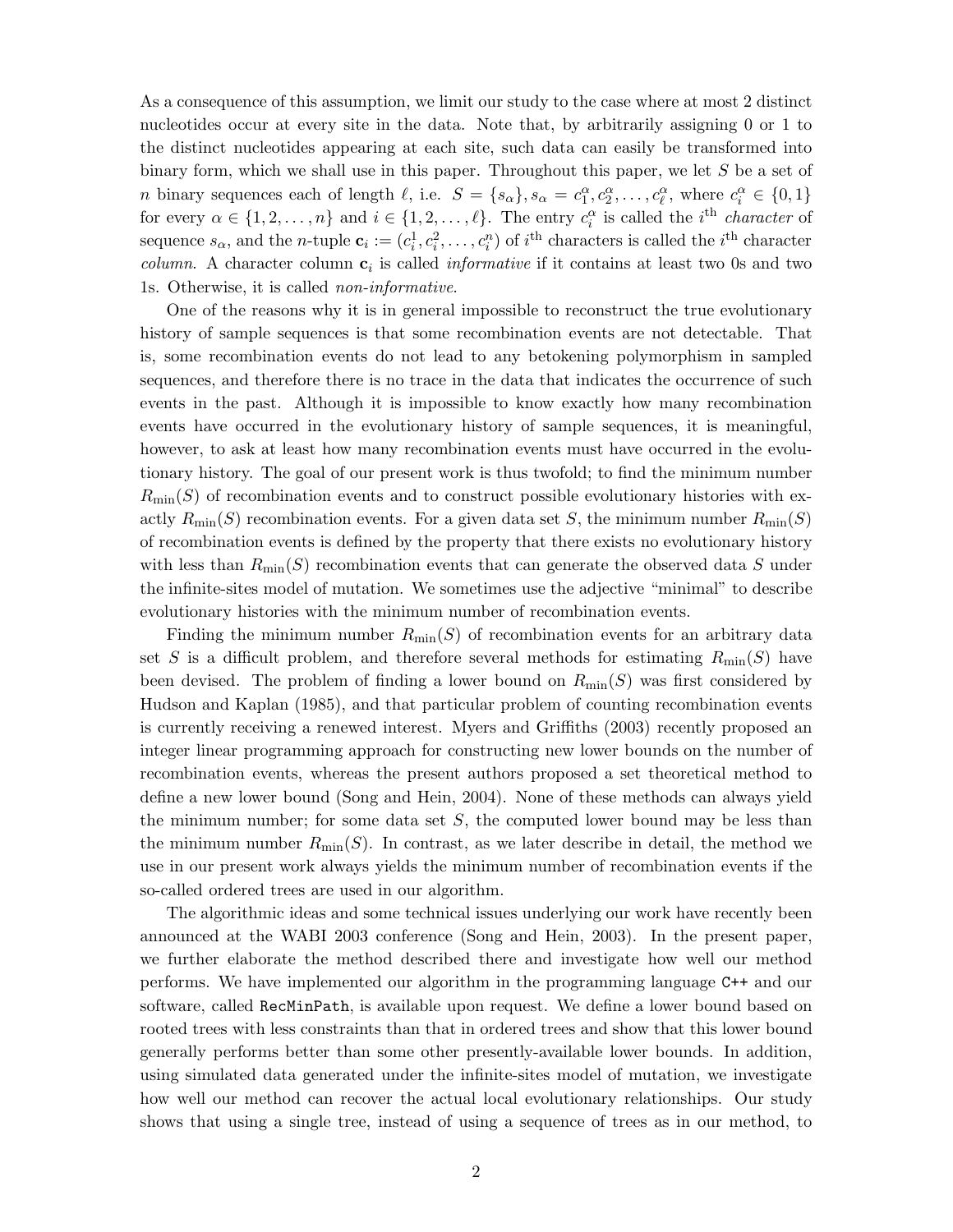As a consequence of this assumption, we limit our study to the case where at most 2 distinct nucleotides occur at every site in the data. Note that, by arbitrarily assigning 0 or 1 to the distinct nucleotides appearing at each site, such data can easily be transformed into binary form, which we shall use in this paper. Throughout this paper, we let $S$ be a set of $n$ binary sequences each of length $\ell$, i.e. $S = \{s_\alpha\}, s_\alpha = c_1^\alpha, c_2^\alpha, \ldots, c_\ell^\alpha$, where $c_i^\alpha \in \{0, 1\}$ for every $\alpha \in \{1, 2, \ldots, n\}$ and $i \in \{1, 2, \ldots, \ell\}$. The entry $c_i^\alpha$ is called the $i^{\text{th}}$ *character* of sequence $s_\alpha$, and the $n$-tuple $\mathbf{c}_i := (c_i^1, c_i^2, \ldots, c_i^n)$ of $i^{\text{th}}$ characters is called the $i^{\text{th}}$ character *column*. A character column $\mathbf{c}_i$ is called *informative* if it contains at least two 0s and two 1s. Otherwise, it is called *non-informative*.

One of the reasons why it is in general impossible to reconstruct the true evolutionary history of sample sequences is that some recombination events are not detectable. That is, some recombination events do not lead to any betokening polymorphism in sampled sequences, and therefore there is no trace in the data that indicates the occurrence of such events in the past. Although it is impossible to know exactly how many recombination events have occurred in the evolutionary history of sample sequences, it is meaningful, however, to ask at least how many recombination events must have occurred in the evolutionary history. The goal of our present work is thus twofold; to find the minimum number $R_{\min}(S)$ of recombination events and to construct possible evolutionary histories with exactly $R_{\min}(S)$ recombination events. For a given data set $S$, the minimum number $R_{\min}(S)$ of recombination events is defined by the property that there exists no evolutionary history with less than $R_{\min}(S)$ recombination events that can generate the observed data $S$ under the infinite-sites model of mutation. We sometimes use the adjective "minimal" to describe evolutionary histories with the minimum number of recombination events.

Finding the minimum number $R_{\min}(S)$ of recombination events for an arbitrary data set $S$ is a difficult problem, and therefore several methods for estimating $R_{\min}(S)$ have been devised. The problem of finding a lower bound on $R_{\min}(S)$ was first considered by Hudson and Kaplan (1985), and that particular problem of counting recombination events is currently receiving a renewed interest. Myers and Griffiths (2003) recently proposed an integer linear programming approach for constructing new lower bounds on the number of recombination events, whereas the present authors proposed a set theoretical method to define a new lower bound (Song and Hein, 2004). None of these methods can always yield the minimum number; for some data set $S$, the computed lower bound may be less than the minimum number $R_{\min}(S)$. In contrast, as we later describe in detail, the method we use in our present work always yields the minimum number of recombination events if the so-called ordered trees are used in our algorithm.

The algorithmic ideas and some technical issues underlying our work have recently been announced at the WABI 2003 conference (Song and Hein, 2003). In the present paper, we further elaborate the method described there and investigate how well our method performs. We have implemented our algorithm in the programming language `C++` and our software, called `RecMinPath`, is available upon request. We define a lower bound based on rooted trees with less constraints than that in ordered trees and show that this lower bound generally performs better than some other presently-available lower bounds. In addition, using simulated data generated under the infinite-sites model of mutation, we investigate how well our method can recover the actual local evolutionary relationships. Our study shows that using a single tree, instead of using a sequence of trees as in our method, to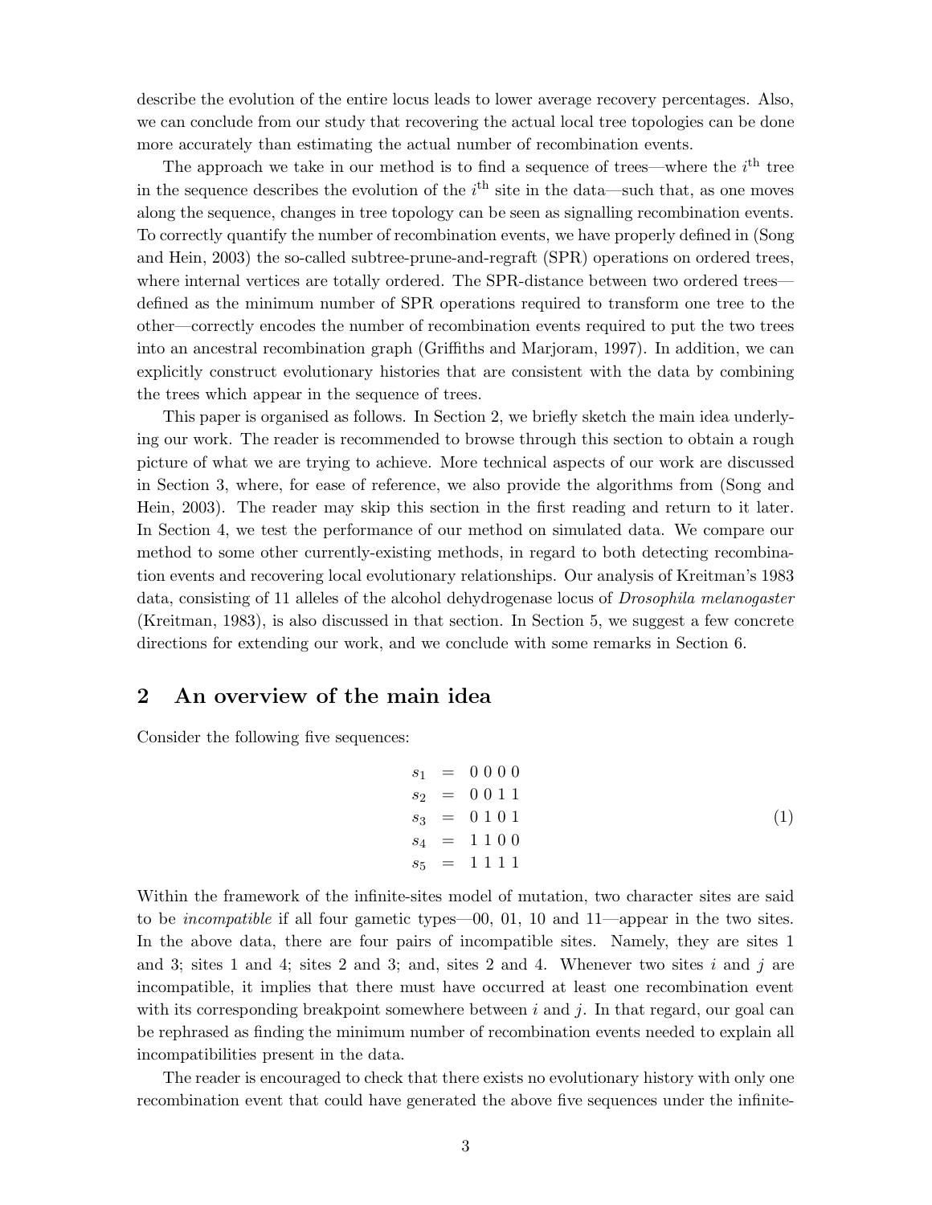describe the evolution of the entire locus leads to lower average recovery percentages. Also, we can conclude from our study that recovering the actual local tree topologies can be done more accurately than estimating the actual number of recombination events.

The approach we take in our method is to find a sequence of trees—where the $i^{\text{th}}$ tree in the sequence describes the evolution of the $i^{\text{th}}$ site in the data—such that, as one moves along the sequence, changes in tree topology can be seen as signalling recombination events. To correctly quantify the number of recombination events, we have properly defined in (Song and Hein, 2003) the so-called subtree-prune-and-regraft (SPR) operations on ordered trees, where internal vertices are totally ordered. The SPR-distance between two ordered trees—defined as the minimum number of SPR operations required to transform one tree to the other—correctly encodes the number of recombination events required to put the two trees into an ancestral recombination graph (Griffiths and Marjoram, 1997). In addition, we can explicitly construct evolutionary histories that are consistent with the data by combining the trees which appear in the sequence of trees.

This paper is organised as follows. In Section 2, we briefly sketch the main idea underlying our work. The reader is recommended to browse through this section to obtain a rough picture of what we are trying to achieve. More technical aspects of our work are discussed in Section 3, where, for ease of reference, we also provide the algorithms from (Song and Hein, 2003). The reader may skip this section in the first reading and return to it later. In Section 4, we test the performance of our method on simulated data. We compare our method to some other currently-existing methods, in regard to both detecting recombination events and recovering local evolutionary relationships. Our analysis of Kreitman's 1983 data, consisting of 11 alleles of the alcohol dehydrogenase locus of *Drosophila melanogaster* (Kreitman, 1983), is also discussed in that section. In Section 5, we suggest a few concrete directions for extending our work, and we conclude with some remarks in Section 6.

## 2 An overview of the main idea

Consider the following five sequences:

$$
\begin{aligned}
s_1 &= 0\,0\,0\,0 \\
s_2 &= 0\,0\,1\,1 \\
s_3 &= 0\,1\,0\,1 \\
s_4 &= 1\,1\,0\,0 \\
s_5 &= 1\,1\,1\,1
\end{aligned}
\tag{1}
$$

Within the framework of the infinite-sites model of mutation, two character sites are said to be *incompatible* if all four gametic types—00, 01, 10 and 11—appear in the two sites. In the above data, there are four pairs of incompatible sites. Namely, they are sites 1 and 3; sites 1 and 4; sites 2 and 3; and, sites 2 and 4. Whenever two sites $i$ and $j$ are incompatible, it implies that there must have occurred at least one recombination event with its corresponding breakpoint somewhere between $i$ and $j$. In that regard, our goal can be rephrased as finding the minimum number of recombination events needed to explain all incompatibilities present in the data.

The reader is encouraged to check that there exists no evolutionary history with only one recombination event that could have generated the above five sequences under the infinite-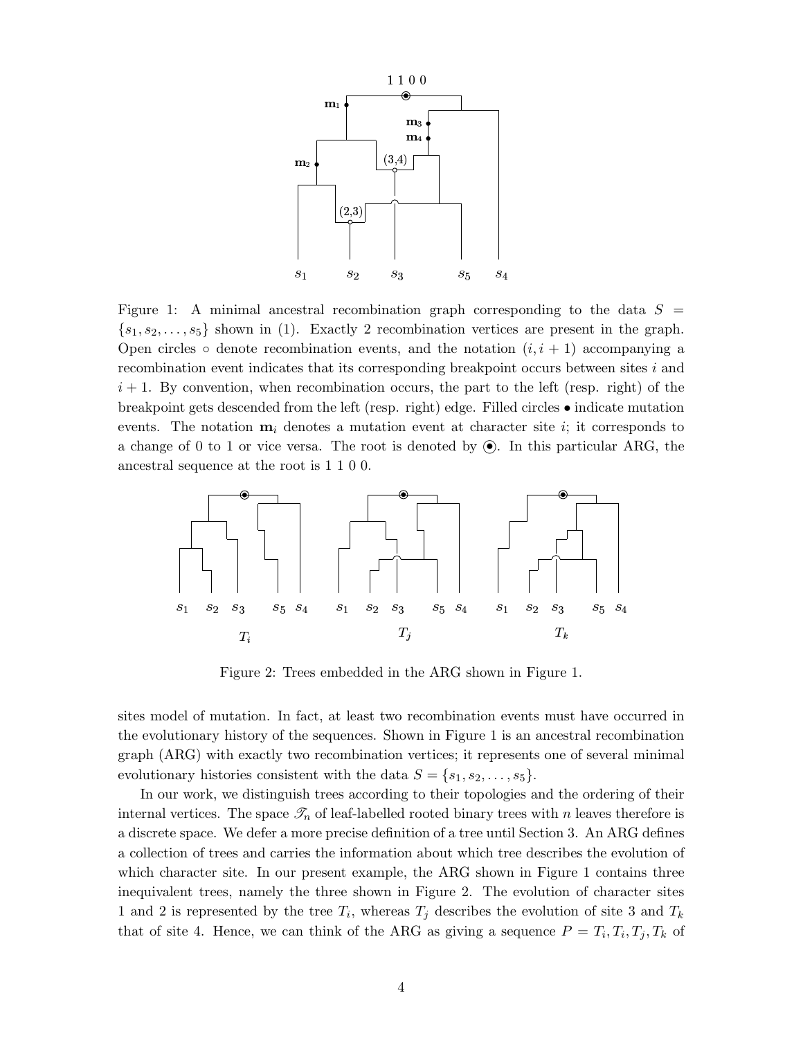Figure 1: A minimal ancestral recombination graph corresponding to the data $S = \{s_1, s_2, \ldots, s_5\}$ shown in (1). Exactly 2 recombination vertices are present in the graph. Open circles $\circ$ denote recombination events, and the notation $(i, i+1)$ accompanying a recombination event indicates that its corresponding breakpoint occurs between sites $i$ and $i+1$. By convention, when recombination occurs, the part to the left (resp. right) of the breakpoint gets descended from the left (resp. right) edge. Filled circles $\bullet$ indicate mutation events. The notation $\mathbf{m}_i$ denotes a mutation event at character site $i$; it corresponds to a change of 0 to 1 or vice versa. The root is denoted by $\odot$. In this particular ARG, the ancestral sequence at the root is 1 1 0 0.

Figure 2: Trees embedded in the ARG shown in Figure 1.

sites model of mutation. In fact, at least two recombination events must have occurred in the evolutionary history of the sequences. Shown in Figure 1 is an ancestral recombination graph (ARG) with exactly two recombination vertices; it represents one of several minimal evolutionary histories consistent with the data $S = \{s_1, s_2, \ldots, s_5\}$.

In our work, we distinguish trees according to their topologies and the ordering of their internal vertices. The space $\mathscr{T}_n$ of leaf-labelled rooted binary trees with $n$ leaves therefore is a discrete space. We defer a more precise definition of a tree until Section 3. An ARG defines a collection of trees and carries the information about which tree describes the evolution of which character site. In our present example, the ARG shown in Figure 1 contains three inequivalent trees, namely the three shown in Figure 2. The evolution of character sites 1 and 2 is represented by the tree $T_i$, whereas $T_j$ describes the evolution of site 3 and $T_k$ that of site 4. Hence, we can think of the ARG as giving a sequence $P = T_i, T_i, T_j, T_k$ of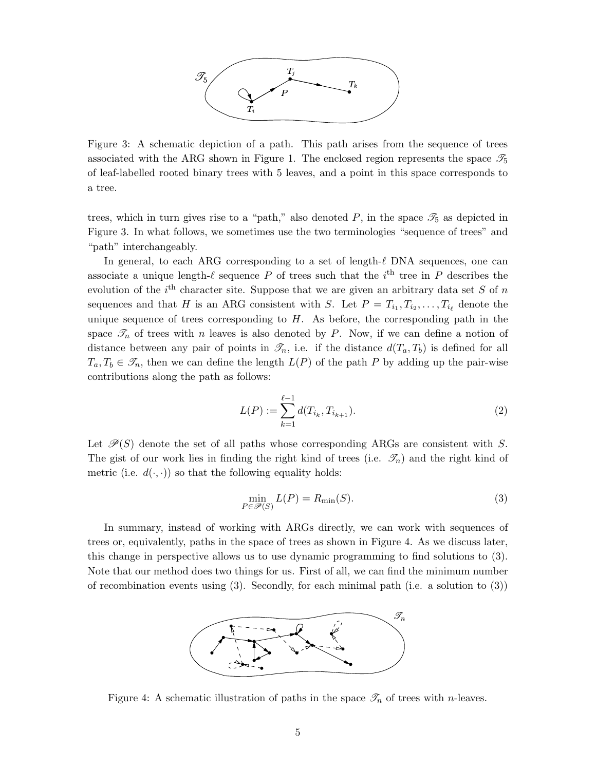Figure 3: A schematic depiction of a path. This path arises from the sequence of trees associated with the ARG shown in Figure 1. The enclosed region represents the space $\mathscr{T}_5$ of leaf-labelled rooted binary trees with 5 leaves, and a point in this space corresponds to a tree.

trees, which in turn gives rise to a "path," also denoted $P$, in the space $\mathscr{T}_5$ as depicted in Figure 3. In what follows, we sometimes use the two terminologies "sequence of trees" and "path" interchangeably.

In general, to each ARG corresponding to a set of length-$\ell$ DNA sequences, one can associate a unique length-$\ell$ sequence $P$ of trees such that the $i^{\text{th}}$ tree in $P$ describes the evolution of the $i^{\text{th}}$ character site. Suppose that we are given an arbitrary data set $S$ of $n$ sequences and that $H$ is an ARG consistent with $S$. Let $P = T_{i_1}, T_{i_2}, \ldots, T_{i_\ell}$ denote the unique sequence of trees corresponding to $H$. As before, the corresponding path in the space $\mathscr{T}_n$ of trees with $n$ leaves is also denoted by $P$. Now, if we can define a notion of distance between any pair of points in $\mathscr{T}_n$, i.e. if the distance $d(T_a, T_b)$ is defined for all $T_a, T_b \in \mathscr{T}_n$, then we can define the length $L(P)$ of the path $P$ by adding up the pair-wise contributions along the path as follows:

$$L(P) := \sum_{k=1}^{\ell-1} d(T_{i_k}, T_{i_{k+1}}). \tag{2}$$

Let $\mathscr{P}(S)$ denote the set of all paths whose corresponding ARGs are consistent with $S$. The gist of our work lies in finding the right kind of trees (i.e. $\mathscr{T}_n$) and the right kind of metric (i.e. $d(\cdot, \cdot)$) so that the following equality holds:

$$\min_{P \in \mathscr{P}(S)} L(P) = R_{\min}(S). \tag{3}$$

In summary, instead of working with ARGs directly, we can work with sequences of trees or, equivalently, paths in the space of trees as shown in Figure 4. As we discuss later, this change in perspective allows us to use dynamic programming to find solutions to (3). Note that our method does two things for us. First of all, we can find the minimum number of recombination events using (3). Secondly, for each minimal path (i.e. a solution to (3))

Figure 4: A schematic illustration of paths in the space $\mathscr{T}_n$ of trees with $n$-leaves.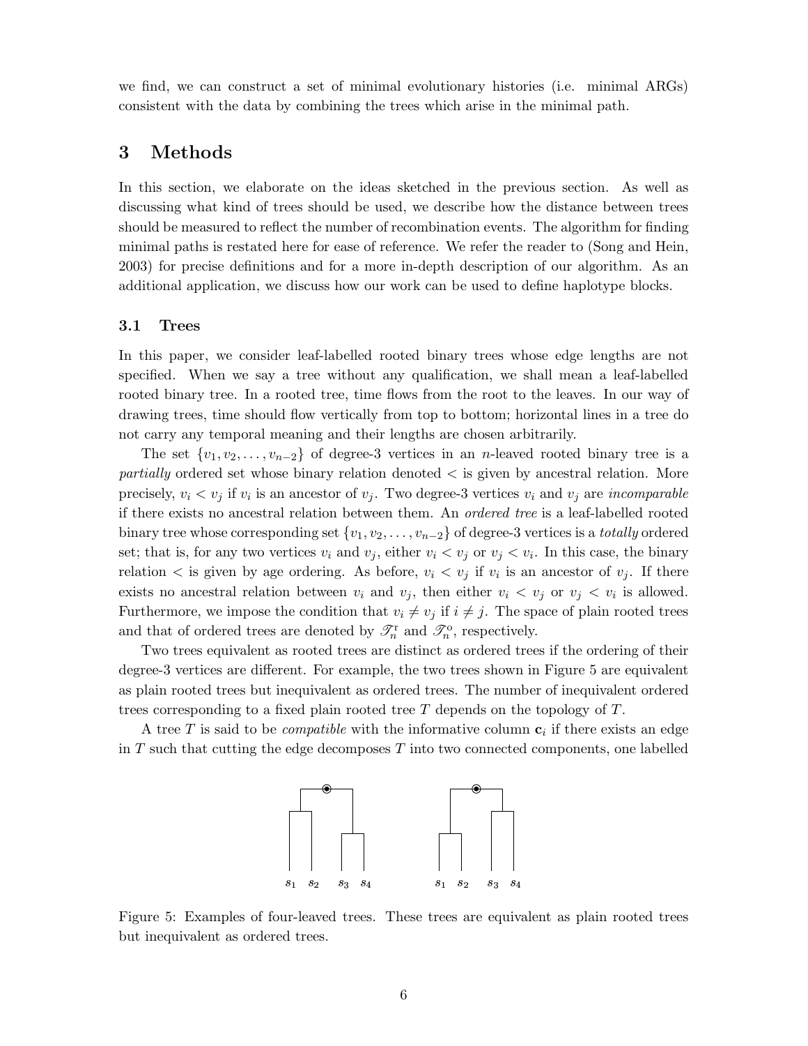we find, we can construct a set of minimal evolutionary histories (i.e. minimal ARGs) consistent with the data by combining the trees which arise in the minimal path.

## 3 Methods

In this section, we elaborate on the ideas sketched in the previous section. As well as discussing what kind of trees should be used, we describe how the distance between trees should be measured to reflect the number of recombination events. The algorithm for finding minimal paths is restated here for ease of reference. We refer the reader to (Song and Hein, 2003) for precise definitions and for a more in-depth description of our algorithm. As an additional application, we discuss how our work can be used to define haplotype blocks.

### 3.1 Trees

In this paper, we consider leaf-labelled rooted binary trees whose edge lengths are not specified. When we say a tree without any qualification, we shall mean a leaf-labelled rooted binary tree. In a rooted tree, time flows from the root to the leaves. In our way of drawing trees, time should flow vertically from top to bottom; horizontal lines in a tree do not carry any temporal meaning and their lengths are chosen arbitrarily.

The set $\{v_1, v_2, \ldots, v_{n-2}\}$ of degree-3 vertices in an $n$-leaved rooted binary tree is a *partially* ordered set whose binary relation denoted $<$ is given by ancestral relation. More precisely, $v_i < v_j$ if $v_i$ is an ancestor of $v_j$. Two degree-3 vertices $v_i$ and $v_j$ are *incomparable* if there exists no ancestral relation between them. An *ordered tree* is a leaf-labelled rooted binary tree whose corresponding set $\{v_1, v_2, \ldots, v_{n-2}\}$ of degree-3 vertices is a *totally* ordered set; that is, for any two vertices $v_i$ and $v_j$, either $v_i < v_j$ or $v_j < v_i$. In this case, the binary relation $<$ is given by age ordering. As before, $v_i < v_j$ if $v_i$ is an ancestor of $v_j$. If there exists no ancestral relation between $v_i$ and $v_j$, then either $v_i < v_j$ or $v_j < v_i$ is allowed. Furthermore, we impose the condition that $v_i \neq v_j$ if $i \neq j$. The space of plain rooted trees and that of ordered trees are denoted by $\mathscr{T}_n^{\mathrm{r}}$ and $\mathscr{T}_n^{\mathrm{o}}$, respectively.

Two trees equivalent as rooted trees are distinct as ordered trees if the ordering of their degree-3 vertices are different. For example, the two trees shown in Figure 5 are equivalent as plain rooted trees but inequivalent as ordered trees. The number of inequivalent ordered trees corresponding to a fixed plain rooted tree $T$ depends on the topology of $T$.

A tree $T$ is said to be *compatible* with the informative column $\mathbf{c}_i$ if there exists an edge in $T$ such that cutting the edge decomposes $T$ into two connected components, one labelled

Figure 5: Examples of four-leaved trees. These trees are equivalent as plain rooted trees but inequivalent as ordered trees.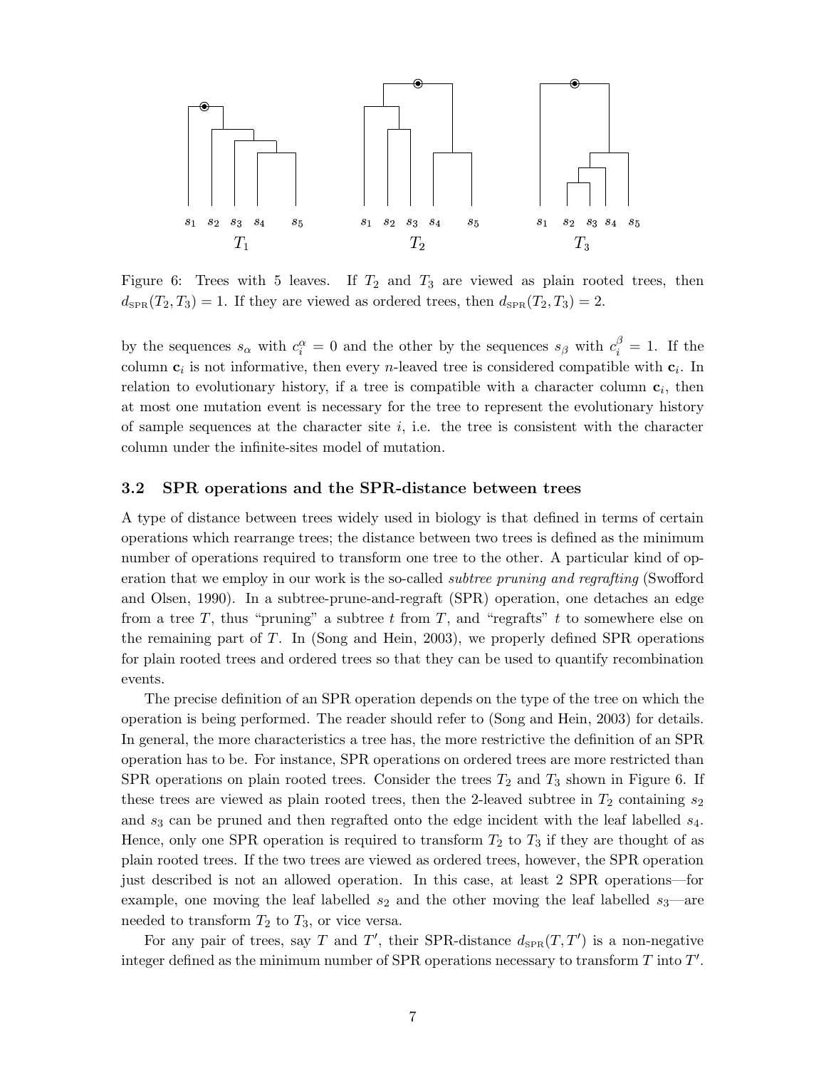Figure 6: Trees with 5 leaves. If $T_2$ and $T_3$ are viewed as plain rooted trees, then $d_{\text{SPR}}(T_2, T_3) = 1$. If they are viewed as ordered trees, then $d_{\text{SPR}}(T_2, T_3) = 2$.

by the sequences $s_\alpha$ with $c_i^\alpha = 0$ and the other by the sequences $s_\beta$ with $c_i^\beta = 1$. If the column $\mathbf{c}_i$ is not informative, then every $n$-leaved tree is considered compatible with $\mathbf{c}_i$. In relation to evolutionary history, if a tree is compatible with a character column $\mathbf{c}_i$, then at most one mutation event is necessary for the tree to represent the evolutionary history of sample sequences at the character site $i$, i.e. the tree is consistent with the character column under the infinite-sites model of mutation.

### 3.2 SPR operations and the SPR-distance between trees

A type of distance between trees widely used in biology is that defined in terms of certain operations which rearrange trees; the distance between two trees is defined as the minimum number of operations required to transform one tree to the other. A particular kind of operation that we employ in our work is the so-called *subtree pruning and regrafting* (Swofford and Olsen, 1990). In a subtree-prune-and-regraft (SPR) operation, one detaches an edge from a tree $T$, thus "pruning" a subtree $t$ from $T$, and "regrafts" $t$ to somewhere else on the remaining part of $T$. In (Song and Hein, 2003), we properly defined SPR operations for plain rooted trees and ordered trees so that they can be used to quantify recombination events.

The precise definition of an SPR operation depends on the type of the tree on which the operation is being performed. The reader should refer to (Song and Hein, 2003) for details. In general, the more characteristics a tree has, the more restrictive the definition of an SPR operation has to be. For instance, SPR operations on ordered trees are more restricted than SPR operations on plain rooted trees. Consider the trees $T_2$ and $T_3$ shown in Figure 6. If these trees are viewed as plain rooted trees, then the 2-leaved subtree in $T_2$ containing $s_2$ and $s_3$ can be pruned and then regrafted onto the edge incident with the leaf labelled $s_4$. Hence, only one SPR operation is required to transform $T_2$ to $T_3$ if they are thought of as plain rooted trees. If the two trees are viewed as ordered trees, however, the SPR operation just described is not an allowed operation. In this case, at least 2 SPR operations—for example, one moving the leaf labelled $s_2$ and the other moving the leaf labelled $s_3$—are needed to transform $T_2$ to $T_3$, or vice versa.

For any pair of trees, say $T$ and $T'$, their SPR-distance $d_{\text{SPR}}(T, T')$ is a non-negative integer defined as the minimum number of SPR operations necessary to transform $T$ into $T'$.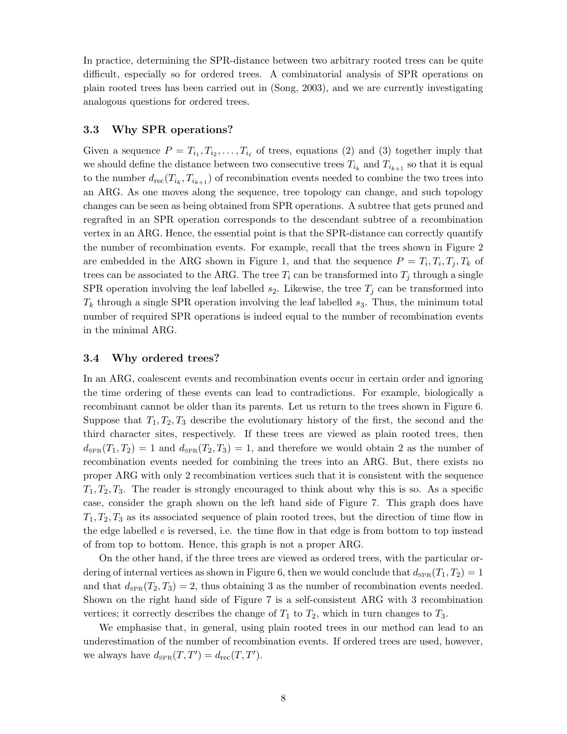In practice, determining the SPR-distance between two arbitrary rooted trees can be quite difficult, especially so for ordered trees. A combinatorial analysis of SPR operations on plain rooted trees has been carried out in (Song, 2003), and we are currently investigating analogous questions for ordered trees.

### 3.3 Why SPR operations?

Given a sequence $P = T_{i_1}, T_{i_2}, \ldots, T_{i_\ell}$ of trees, equations (2) and (3) together imply that we should define the distance between two consecutive trees $T_{i_k}$ and $T_{i_{k+1}}$ so that it is equal to the number $d_{\mathrm{rec}}(T_{i_k}, T_{i_{k+1}})$ of recombination events needed to combine the two trees into an ARG. As one moves along the sequence, tree topology can change, and such topology changes can be seen as being obtained from SPR operations. A subtree that gets pruned and regrafted in an SPR operation corresponds to the descendant subtree of a recombination vertex in an ARG. Hence, the essential point is that the SPR-distance can correctly quantify the number of recombination events. For example, recall that the trees shown in Figure 2 are embedded in the ARG shown in Figure 1, and that the sequence $P = T_i, T_i, T_j, T_k$ of trees can be associated to the ARG. The tree $T_i$ can be transformed into $T_j$ through a single SPR operation involving the leaf labelled $s_2$. Likewise, the tree $T_j$ can be transformed into $T_k$ through a single SPR operation involving the leaf labelled $s_3$. Thus, the minimum total number of required SPR operations is indeed equal to the number of recombination events in the minimal ARG.

### 3.4 Why ordered trees?

In an ARG, coalescent events and recombination events occur in certain order and ignoring the time ordering of these events can lead to contradictions. For example, biologically a recombinant cannot be older than its parents. Let us return to the trees shown in Figure 6. Suppose that $T_1, T_2, T_3$ describe the evolutionary history of the first, the second and the third character sites, respectively. If these trees are viewed as plain rooted trees, then $d_{\mathrm{SPR}}(T_1, T_2) = 1$ and $d_{\mathrm{SPR}}(T_2, T_3) = 1$, and therefore we would obtain 2 as the number of recombination events needed for combining the trees into an ARG. But, there exists no proper ARG with only 2 recombination vertices such that it is consistent with the sequence $T_1, T_2, T_3$. The reader is strongly encouraged to think about why this is so. As a specific case, consider the graph shown on the left hand side of Figure 7. This graph does have $T_1, T_2, T_3$ as its associated sequence of plain rooted trees, but the direction of time flow in the edge labelled $e$ is reversed, i.e. the time flow in that edge is from bottom to top instead of from top to bottom. Hence, this graph is not a proper ARG.

On the other hand, if the three trees are viewed as ordered trees, with the particular ordering of internal vertices as shown in Figure 6, then we would conclude that $d_{\mathrm{SPR}}(T_1, T_2) = 1$ and that $d_{\mathrm{SPR}}(T_2, T_3) = 2$, thus obtaining 3 as the number of recombination events needed. Shown on the right hand side of Figure 7 is a self-consistent ARG with 3 recombination vertices; it correctly describes the change of $T_1$ to $T_2$, which in turn changes to $T_3$.

We emphasise that, in general, using plain rooted trees in our method can lead to an underestimation of the number of recombination events. If ordered trees are used, however, we always have $d_{\mathrm{SPR}}(T, T') = d_{\mathrm{rec}}(T, T')$.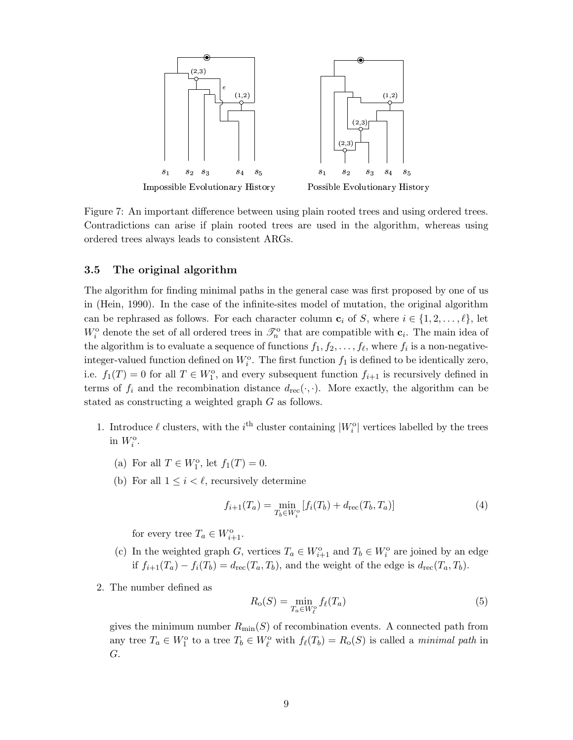Impossible Evolutionary History

Possible Evolutionary History

Figure 7: An important difference between using plain rooted trees and using ordered trees. Contradictions can arise if plain rooted trees are used in the algorithm, whereas using ordered trees always leads to consistent ARGs.

### 3.5 The original algorithm

The algorithm for finding minimal paths in the general case was first proposed by one of us in (Hein, 1990). In the case of the infinite-sites model of mutation, the original algorithm can be rephrased as follows. For each character column $\mathbf{c}_i$ of $S$, where $i \in \{1, 2, \ldots, \ell\}$, let $W_i^{\mathrm{o}}$ denote the set of all ordered trees in $\mathscr{T}_n^{\mathrm{o}}$ that are compatible with $\mathbf{c}_i$. The main idea of the algorithm is to evaluate a sequence of functions $f_1, f_2, \ldots, f_\ell$, where $f_i$ is a non-negative-integer-valued function defined on $W_i^{\mathrm{o}}$. The first function $f_1$ is defined to be identically zero, i.e. $f_1(T) = 0$ for all $T \in W_1^{\mathrm{o}}$, and every subsequent function $f_{i+1}$ is recursively defined in terms of $f_i$ and the recombination distance $d_{\mathrm{rec}}(\cdot, \cdot)$. More exactly, the algorithm can be stated as constructing a weighted graph $G$ as follows.

1. Introduce $\ell$ clusters, with the $i^{\mathrm{th}}$ cluster containing $|W_i^{\mathrm{o}}|$ vertices labelled by the trees in $W_i^{\mathrm{o}}$.

   (a) For all $T \in W_1^{\mathrm{o}}$, let $f_1(T) = 0$.

   (b) For all $1 \le i < \ell$, recursively determine

   $$f_{i+1}(T_a) = \min_{T_b \in W_i^{\mathrm{o}}} \left[ f_i(T_b) + d_{\mathrm{rec}}(T_b, T_a) \right] \tag{4}$$

   for every tree $T_a \in W_{i+1}^{\mathrm{o}}$.

   (c) In the weighted graph $G$, vertices $T_a \in W_{i+1}^{\mathrm{o}}$ and $T_b \in W_i^{\mathrm{o}}$ are joined by an edge if $f_{i+1}(T_a) - f_i(T_b) = d_{\mathrm{rec}}(T_a, T_b)$, and the weight of the edge is $d_{\mathrm{rec}}(T_a, T_b)$.

2. The number defined as

   $$R_{\mathrm{o}}(S) = \min_{T_a \in W_\ell^{\mathrm{o}}} f_\ell(T_a) \tag{5}$$

   gives the minimum number $R_{\min}(S)$ of recombination events. A connected path from any tree $T_a \in W_1^{\mathrm{o}}$ to a tree $T_b \in W_\ell^{\mathrm{o}}$ with $f_\ell(T_b) = R_{\mathrm{o}}(S)$ is called a *minimal path* in $G$.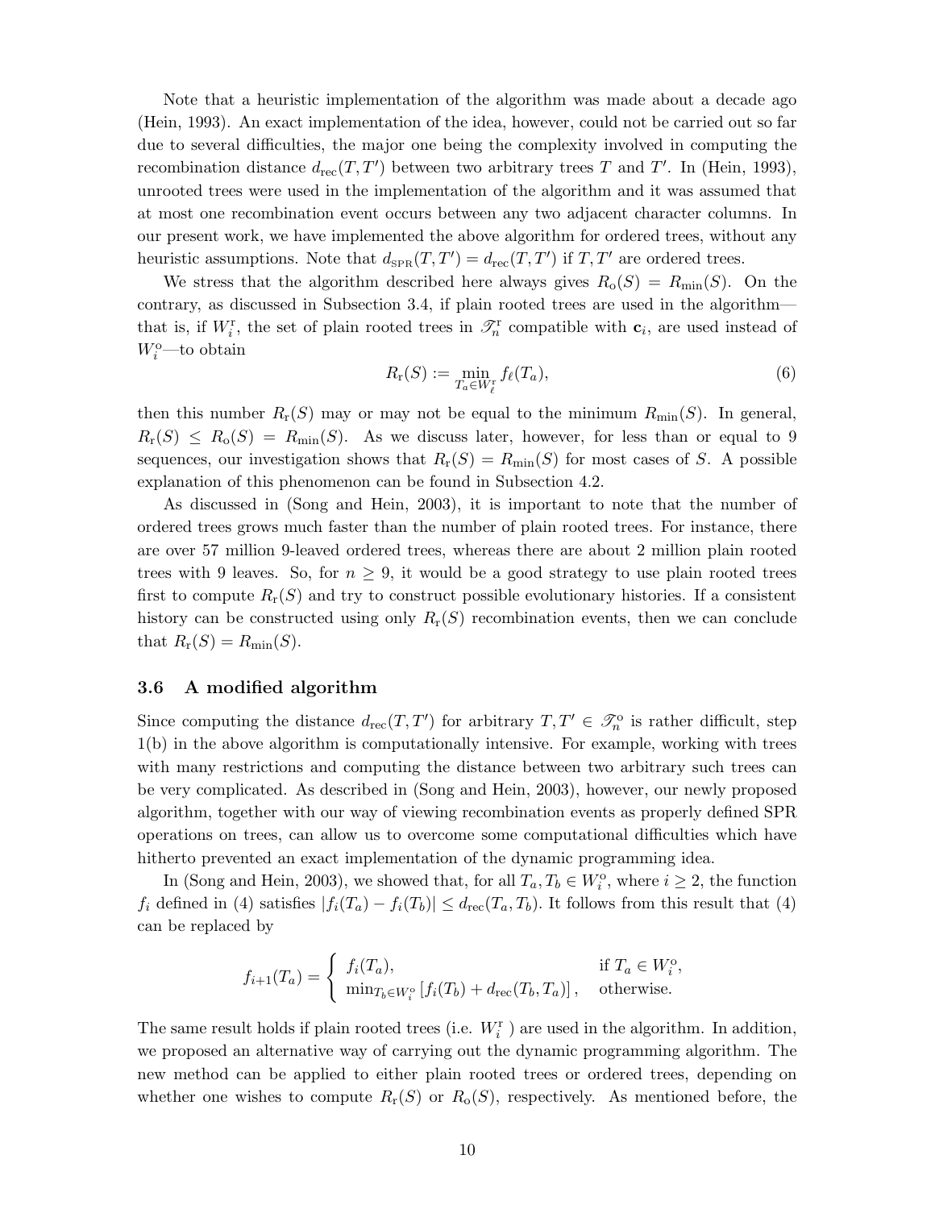Note that a heuristic implementation of the algorithm was made about a decade ago (Hein, 1993). An exact implementation of the idea, however, could not be carried out so far due to several difficulties, the major one being the complexity involved in computing the recombination distance $d_{\text{rec}}(T, T')$ between two arbitrary trees $T$ and $T'$. In (Hein, 1993), unrooted trees were used in the implementation of the algorithm and it was assumed that at most one recombination event occurs between any two adjacent character columns. In our present work, we have implemented the above algorithm for ordered trees, without any heuristic assumptions. Note that $d_{\text{SPR}}(T, T') = d_{\text{rec}}(T, T')$ if $T, T'$ are ordered trees.

We stress that the algorithm described here always gives $R_{\text{o}}(S) = R_{\min}(S)$. On the contrary, as discussed in Subsection 3.4, if plain rooted trees are used in the algorithm—that is, if $W_i^{\text{r}}$, the set of plain rooted trees in $\mathscr{T}_n^{\text{r}}$ compatible with $\mathbf{c}_i$, are used instead of $W_i^{\text{o}}$—to obtain

$$R_{\text{r}}(S) := \min_{T_a \in W_\ell^{\text{r}}} f_\ell(T_a), \tag{6}$$

then this number $R_{\text{r}}(S)$ may or may not be equal to the minimum $R_{\min}(S)$. In general, $R_{\text{r}}(S) \leq R_{\text{o}}(S) = R_{\min}(S)$. As we discuss later, however, for less than or equal to 9 sequences, our investigation shows that $R_{\text{r}}(S) = R_{\min}(S)$ for most cases of $S$. A possible explanation of this phenomenon can be found in Subsection 4.2.

As discussed in (Song and Hein, 2003), it is important to note that the number of ordered trees grows much faster than the number of plain rooted trees. For instance, there are over 57 million 9-leaved ordered trees, whereas there are about 2 million plain rooted trees with 9 leaves. So, for $n \geq 9$, it would be a good strategy to use plain rooted trees first to compute $R_{\text{r}}(S)$ and try to construct possible evolutionary histories. If a consistent history can be constructed using only $R_{\text{r}}(S)$ recombination events, then we can conclude that $R_{\text{r}}(S) = R_{\min}(S)$.

### 3.6 A modified algorithm

Since computing the distance $d_{\text{rec}}(T, T')$ for arbitrary $T, T' \in \mathscr{T}_n^{\text{o}}$ is rather difficult, step 1(b) in the above algorithm is computationally intensive. For example, working with trees with many restrictions and computing the distance between two arbitrary such trees can be very complicated. As described in (Song and Hein, 2003), however, our newly proposed algorithm, together with our way of viewing recombination events as properly defined SPR operations on trees, can allow us to overcome some computational difficulties which have hitherto prevented an exact implementation of the dynamic programming idea.

In (Song and Hein, 2003), we showed that, for all $T_a, T_b \in W_i^{\text{o}}$, where $i \geq 2$, the function $f_i$ defined in (4) satisfies $|f_i(T_a) - f_i(T_b)| \leq d_{\text{rec}}(T_a, T_b)$. It follows from this result that (4) can be replaced by

$$f_{i+1}(T_a) = \begin{cases} f_i(T_a), & \text{if } T_a \in W_i^{\text{o}}, \\ \min_{T_b \in W_i^{\text{o}}} \left[ f_i(T_b) + d_{\text{rec}}(T_b, T_a) \right], & \text{otherwise.} \end{cases}$$

The same result holds if plain rooted trees (i.e. $W_i^{\text{r}}$ ) are used in the algorithm. In addition, we proposed an alternative way of carrying out the dynamic programming algorithm. The new method can be applied to either plain rooted trees or ordered trees, depending on whether one wishes to compute $R_{\text{r}}(S)$ or $R_{\text{o}}(S)$, respectively. As mentioned before, the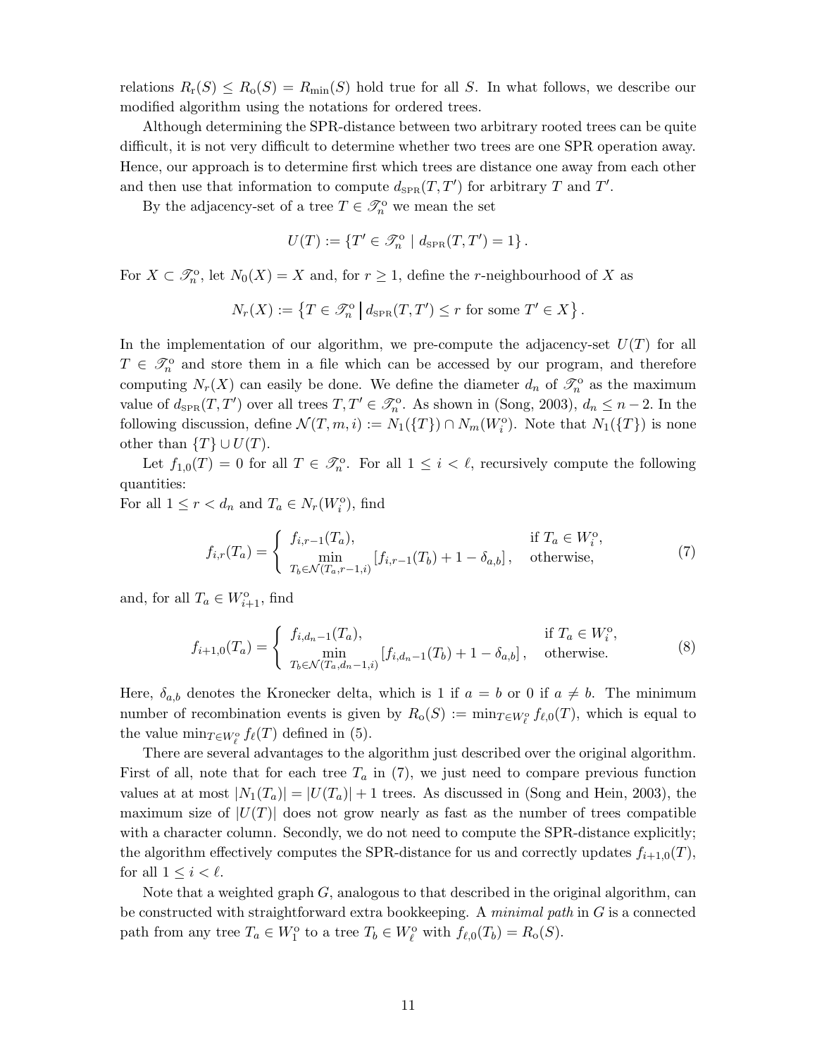relations $R_{\mathrm{r}}(S) \leq R_{\mathrm{o}}(S) = R_{\min}(S)$ hold true for all $S$. In what follows, we describe our modified algorithm using the notations for ordered trees.

Although determining the SPR-distance between two arbitrary rooted trees can be quite difficult, it is not very difficult to determine whether two trees are one SPR operation away. Hence, our approach is to determine first which trees are distance one away from each other and then use that information to compute $d_{\mathrm{SPR}}(T, T')$ for arbitrary $T$ and $T'$.

By the adjacency-set of a tree $T \in \mathscr{T}_n^{\mathrm{o}}$ we mean the set

$$U(T) := \{T' \in \mathscr{T}_n^{\mathrm{o}} \mid d_{\mathrm{SPR}}(T, T') = 1\}.$$

For $X \subset \mathscr{T}_n^{\mathrm{o}}$, let $N_0(X) = X$ and, for $r \geq 1$, define the $r$-neighbourhood of $X$ as

$$N_r(X) := \left\{T \in \mathscr{T}_n^{\mathrm{o}} \,\middle|\, d_{\mathrm{SPR}}(T, T') \leq r \text{ for some } T' \in X\right\}.$$

In the implementation of our algorithm, we pre-compute the adjacency-set $U(T)$ for all $T \in \mathscr{T}_n^{\mathrm{o}}$ and store them in a file which can be accessed by our program, and therefore computing $N_r(X)$ can easily be done. We define the diameter $d_n$ of $\mathscr{T}_n^{\mathrm{o}}$ as the maximum value of $d_{\mathrm{SPR}}(T, T')$ over all trees $T, T' \in \mathscr{T}_n^{\mathrm{o}}$. As shown in (Song, 2003), $d_n \leq n - 2$. In the following discussion, define $\mathcal{N}(T, m, i) := N_1(\{T\}) \cap N_m(W_i^{\mathrm{o}})$. Note that $N_1(\{T\})$ is none other than $\{T\} \cup U(T)$.

Let $f_{1,0}(T) = 0$ for all $T \in \mathscr{T}_n^{\mathrm{o}}$. For all $1 \leq i < \ell$, recursively compute the following quantities:
For all $1 \leq r < d_n$ and $T_a \in N_r(W_i^{\mathrm{o}})$, find

$$f_{i,r}(T_a) = \begin{cases} f_{i,r-1}(T_a), & \text{if } T_a \in W_i^{\mathrm{o}}, \\ \displaystyle\min_{T_b \in \mathcal{N}(T_a, r-1, i)} \left[f_{i,r-1}(T_b) + 1 - \delta_{a,b}\right], & \text{otherwise,} \end{cases} \tag{7}$$

and, for all $T_a \in W_{i+1}^{\mathrm{o}}$, find

$$f_{i+1,0}(T_a) = \begin{cases} f_{i,d_n-1}(T_a), & \text{if } T_a \in W_i^{\mathrm{o}}, \\ \displaystyle\min_{T_b \in \mathcal{N}(T_a, d_n-1, i)} \left[f_{i,d_n-1}(T_b) + 1 - \delta_{a,b}\right], & \text{otherwise.} \end{cases} \tag{8}$$

Here, $\delta_{a,b}$ denotes the Kronecker delta, which is 1 if $a = b$ or 0 if $a \neq b$. The minimum number of recombination events is given by $R_{\mathrm{o}}(S) := \min_{T \in W_\ell^{\mathrm{o}}} f_{\ell,0}(T)$, which is equal to the value $\min_{T \in W_\ell^{\mathrm{o}}} f_\ell(T)$ defined in (5).

There are several advantages to the algorithm just described over the original algorithm. First of all, note that for each tree $T_a$ in (7), we just need to compare previous function values at at most $|N_1(T_a)| = |U(T_a)| + 1$ trees. As discussed in (Song and Hein, 2003), the maximum size of $|U(T)|$ does not grow nearly as fast as the number of trees compatible with a character column. Secondly, we do not need to compute the SPR-distance explicitly; the algorithm effectively computes the SPR-distance for us and correctly updates $f_{i+1,0}(T)$, for all $1 \leq i < \ell$.

Note that a weighted graph $G$, analogous to that described in the original algorithm, can be constructed with straightforward extra bookkeeping. A *minimal path* in $G$ is a connected path from any tree $T_a \in W_1^{\mathrm{o}}$ to a tree $T_b \in W_\ell^{\mathrm{o}}$ with $f_{\ell,0}(T_b) = R_{\mathrm{o}}(S)$.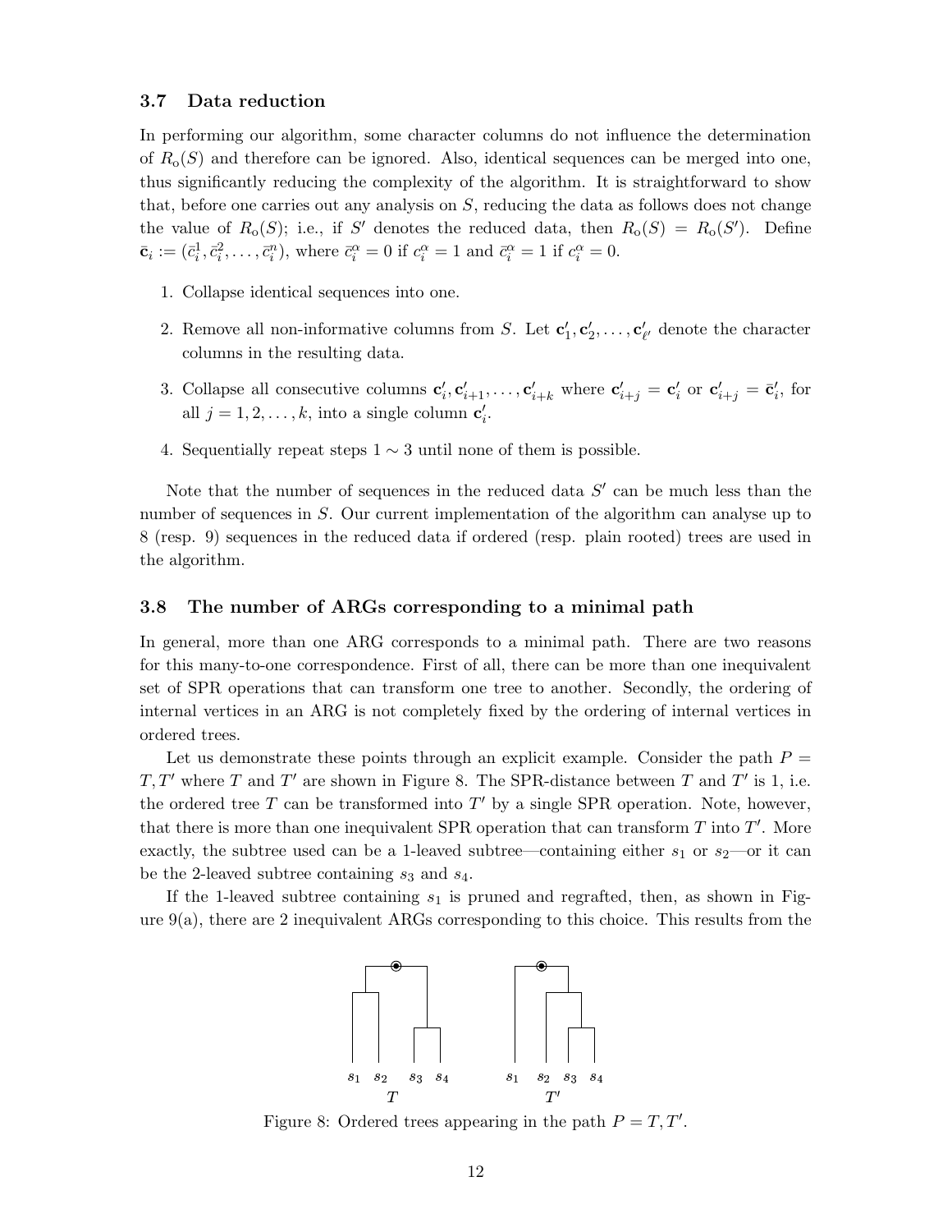### 3.7 Data reduction

In performing our algorithm, some character columns do not influence the determination of $R_{\rm o}(S)$ and therefore can be ignored. Also, identical sequences can be merged into one, thus significantly reducing the complexity of the algorithm. It is straightforward to show that, before one carries out any analysis on $S$, reducing the data as follows does not change the value of $R_{\rm o}(S)$; i.e., if $S'$ denotes the reduced data, then $R_{\rm o}(S) = R_{\rm o}(S')$. Define $\bar{\mathbf{c}}_i := (\bar{c}_i^1, \bar{c}_i^2, \ldots, \bar{c}_i^n)$, where $\bar{c}_i^\alpha = 0$ if $c_i^\alpha = 1$ and $\bar{c}_i^\alpha = 1$ if $c_i^\alpha = 0$.

1. Collapse identical sequences into one.
2. Remove all non-informative columns from $S$. Let $\mathbf{c}'_1, \mathbf{c}'_2, \ldots, \mathbf{c}'_{\ell'}$ denote the character columns in the resulting data.
3. Collapse all consecutive columns $\mathbf{c}'_i, \mathbf{c}'_{i+1}, \ldots, \mathbf{c}'_{i+k}$ where $\mathbf{c}'_{i+j} = \mathbf{c}'_i$ or $\mathbf{c}'_{i+j} = \bar{\mathbf{c}}'_i$, for all $j = 1, 2, \ldots, k$, into a single column $\mathbf{c}'_i$.
4. Sequentially repeat steps $1 \sim 3$ until none of them is possible.

Note that the number of sequences in the reduced data $S'$ can be much less than the number of sequences in $S$. Our current implementation of the algorithm can analyse up to 8 (resp. 9) sequences in the reduced data if ordered (resp. plain rooted) trees are used in the algorithm.

### 3.8 The number of ARGs corresponding to a minimal path

In general, more than one ARG corresponds to a minimal path. There are two reasons for this many-to-one correspondence. First of all, there can be more than one inequivalent set of SPR operations that can transform one tree to another. Secondly, the ordering of internal vertices in an ARG is not completely fixed by the ordering of internal vertices in ordered trees.

Let us demonstrate these points through an explicit example. Consider the path $P = T, T'$ where $T$ and $T'$ are shown in Figure 8. The SPR-distance between $T$ and $T'$ is 1, i.e. the ordered tree $T$ can be transformed into $T'$ by a single SPR operation. Note, however, that there is more than one inequivalent SPR operation that can transform $T$ into $T'$. More exactly, the subtree used can be a 1-leaved subtree—containing either $s_1$ or $s_2$—or it can be the 2-leaved subtree containing $s_3$ and $s_4$.

If the 1-leaved subtree containing $s_1$ is pruned and regrafted, then, as shown in Figure 9(a), there are 2 inequivalent ARGs corresponding to this choice. This results from the

Figure 8: Ordered trees appearing in the path $P = T, T'$.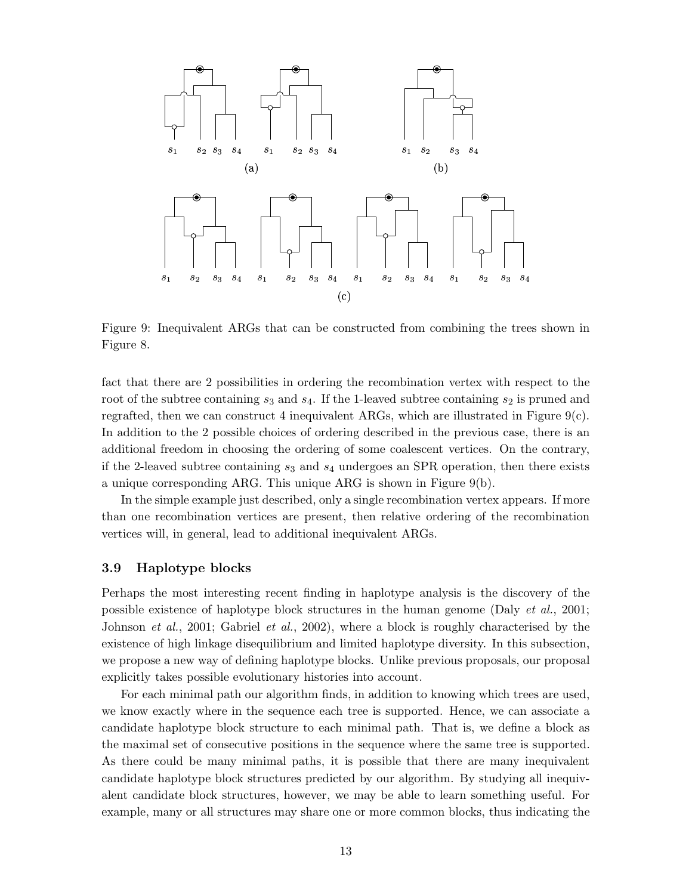Figure 9: Inequivalent ARGs that can be constructed from combining the trees shown in Figure 8.

fact that there are 2 possibilities in ordering the recombination vertex with respect to the root of the subtree containing $s_3$ and $s_4$. If the 1-leaved subtree containing $s_2$ is pruned and regrafted, then we can construct 4 inequivalent ARGs, which are illustrated in Figure 9(c). In addition to the 2 possible choices of ordering described in the previous case, there is an additional freedom in choosing the ordering of some coalescent vertices. On the contrary, if the 2-leaved subtree containing $s_3$ and $s_4$ undergoes an SPR operation, then there exists a unique corresponding ARG. This unique ARG is shown in Figure 9(b).

In the simple example just described, only a single recombination vertex appears. If more than one recombination vertices are present, then relative ordering of the recombination vertices will, in general, lead to additional inequivalent ARGs.

### 3.9 Haplotype blocks

Perhaps the most interesting recent finding in haplotype analysis is the discovery of the possible existence of haplotype block structures in the human genome (Daly *et al.*, 2001; Johnson *et al.*, 2001; Gabriel *et al.*, 2002), where a block is roughly characterised by the existence of high linkage disequilibrium and limited haplotype diversity. In this subsection, we propose a new way of defining haplotype blocks. Unlike previous proposals, our proposal explicitly takes possible evolutionary histories into account.

For each minimal path our algorithm finds, in addition to knowing which trees are used, we know exactly where in the sequence each tree is supported. Hence, we can associate a candidate haplotype block structure to each minimal path. That is, we define a block as the maximal set of consecutive positions in the sequence where the same tree is supported. As there could be many minimal paths, it is possible that there are many inequivalent candidate haplotype block structures predicted by our algorithm. By studying all inequivalent candidate block structures, however, we may be able to learn something useful. For example, many or all structures may share one or more common blocks, thus indicating the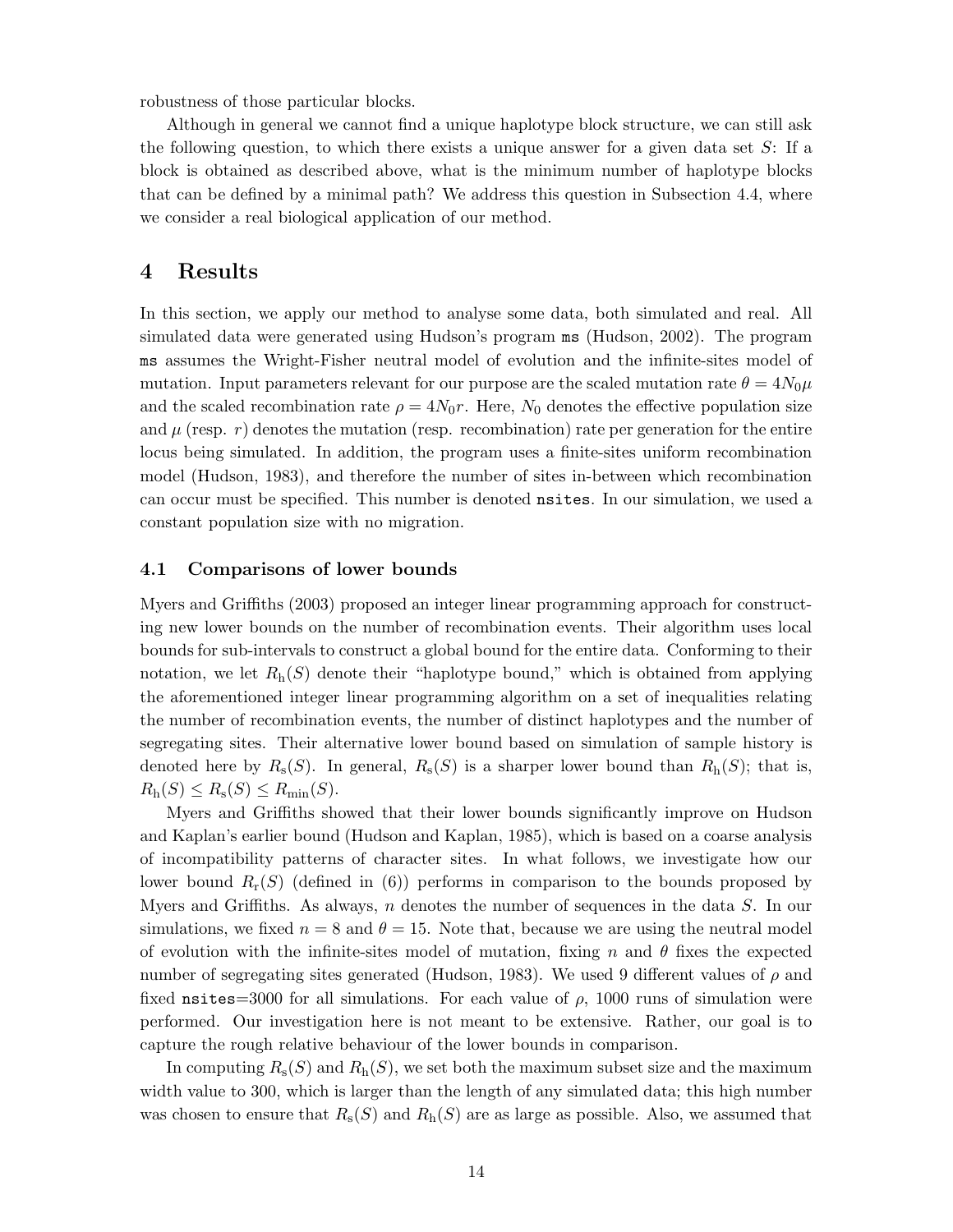robustness of those particular blocks.

Although in general we cannot find a unique haplotype block structure, we can still ask the following question, to which there exists a unique answer for a given data set $S$: If a block is obtained as described above, what is the minimum number of haplotype blocks that can be defined by a minimal path? We address this question in Subsection 4.4, where we consider a real biological application of our method.

# 4 Results

In this section, we apply our method to analyse some data, both simulated and real. All simulated data were generated using Hudson's program `ms` (Hudson, 2002). The program `ms` assumes the Wright-Fisher neutral model of evolution and the infinite-sites model of mutation. Input parameters relevant for our purpose are the scaled mutation rate $\theta = 4N_0\mu$ and the scaled recombination rate $\rho = 4N_0r$. Here, $N_0$ denotes the effective population size and $\mu$ (resp. $r$) denotes the mutation (resp. recombination) rate per generation for the entire locus being simulated. In addition, the program uses a finite-sites uniform recombination model (Hudson, 1983), and therefore the number of sites in-between which recombination can occur must be specified. This number is denoted `nsites`. In our simulation, we used a constant population size with no migration.

## 4.1 Comparisons of lower bounds

Myers and Griffiths (2003) proposed an integer linear programming approach for constructing new lower bounds on the number of recombination events. Their algorithm uses local bounds for sub-intervals to construct a global bound for the entire data. Conforming to their notation, we let $R_{\rm h}(S)$ denote their "haplotype bound," which is obtained from applying the aforementioned integer linear programming algorithm on a set of inequalities relating the number of recombination events, the number of distinct haplotypes and the number of segregating sites. Their alternative lower bound based on simulation of sample history is denoted here by $R_{\rm s}(S)$. In general, $R_{\rm s}(S)$ is a sharper lower bound than $R_{\rm h}(S)$; that is, $R_{\rm h}(S) \leq R_{\rm s}(S) \leq R_{\rm min}(S)$.

Myers and Griffiths showed that their lower bounds significantly improve on Hudson and Kaplan's earlier bound (Hudson and Kaplan, 1985), which is based on a coarse analysis of incompatibility patterns of character sites. In what follows, we investigate how our lower bound $R_{\rm r}(S)$ (defined in (6)) performs in comparison to the bounds proposed by Myers and Griffiths. As always, $n$ denotes the number of sequences in the data $S$. In our simulations, we fixed $n = 8$ and $\theta = 15$. Note that, because we are using the neutral model of evolution with the infinite-sites model of mutation, fixing $n$ and $\theta$ fixes the expected number of segregating sites generated (Hudson, 1983). We used 9 different values of $\rho$ and fixed `nsites`=3000 for all simulations. For each value of $\rho$, 1000 runs of simulation were performed. Our investigation here is not meant to be extensive. Rather, our goal is to capture the rough relative behaviour of the lower bounds in comparison.

In computing $R_{\rm s}(S)$ and $R_{\rm h}(S)$, we set both the maximum subset size and the maximum width value to 300, which is larger than the length of any simulated data; this high number was chosen to ensure that $R_{\rm s}(S)$ and $R_{\rm h}(S)$ are as large as possible. Also, we assumed that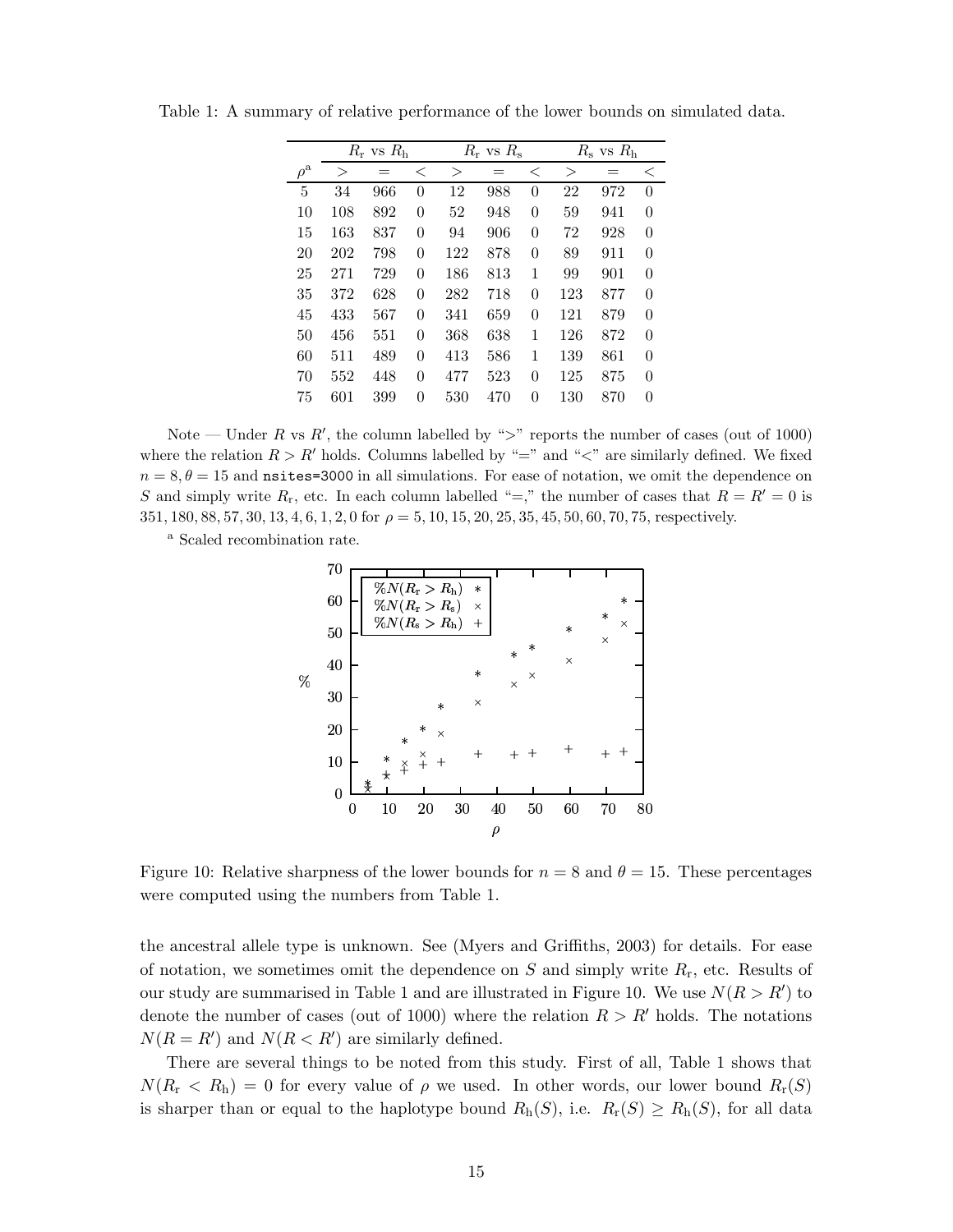Table 1: A summary of relative performance of the lower bounds on simulated data.

| $\rho$[a] | $R_{\mathrm{r}}$ vs $R_{\mathrm{h}}$ | | | $R_{\mathrm{r}}$ vs $R_{\mathrm{s}}$ | | | $R_{\mathrm{s}}$ vs $R_{\mathrm{h}}$ | | |
|---|---|---|---|---|---|---|---|---|---|
| | $>$ | $=$ | $<$ | $>$ | $=$ | $<$ | $>$ | $=$ | $<$ |
| 5 | 34 | 966 | 0 | 12 | 988 | 0 | 22 | 972 | 0 |
| 10 | 108 | 892 | 0 | 52 | 948 | 0 | 59 | 941 | 0 |
| 15 | 163 | 837 | 0 | 94 | 906 | 0 | 72 | 928 | 0 |
| 20 | 202 | 798 | 0 | 122 | 878 | 0 | 89 | 911 | 0 |
| 25 | 271 | 729 | 0 | 186 | 813 | 1 | 99 | 901 | 0 |
| 35 | 372 | 628 | 0 | 282 | 718 | 0 | 123 | 877 | 0 |
| 45 | 433 | 567 | 0 | 341 | 659 | 0 | 121 | 879 | 0 |
| 50 | 456 | 551 | 0 | 368 | 638 | 1 | 126 | 872 | 0 |
| 60 | 511 | 489 | 0 | 413 | 586 | 1 | 139 | 861 | 0 |
| 70 | 552 | 448 | 0 | 477 | 523 | 0 | 125 | 875 | 0 |
| 75 | 601 | 399 | 0 | 530 | 470 | 0 | 130 | 870 | 0 |

Note — Under $R$ vs $R'$, the column labelled by "$>$" reports the number of cases (out of 1000) where the relation $R > R'$ holds. Columns labelled by "$=$" and "$<$" are similarly defined. We fixed $n = 8, \theta = 15$ and `nsites=3000` in all simulations. For ease of notation, we omit the dependence on $S$ and simply write $R_{\mathrm{r}}$, etc. In each column labelled "$=$," the number of cases that $R = R' = 0$ is $351, 180, 88, 57, 30, 13, 4, 6, 1, 2, 0$ for $\rho = 5, 10, 15, 20, 25, 35, 45, 50, 60, 70, 75$, respectively.

[a] Scaled recombination rate.

Figure 10: Relative sharpness of the lower bounds for $n = 8$ and $\theta = 15$. These percentages were computed using the numbers from Table 1.

the ancestral allele type is unknown. See (Myers and Griffiths, 2003) for details. For ease of notation, we sometimes omit the dependence on $S$ and simply write $R_{\mathrm{r}}$, etc. Results of our study are summarised in Table 1 and are illustrated in Figure 10. We use $N(R > R')$ to denote the number of cases (out of 1000) where the relation $R > R'$ holds. The notations $N(R = R')$ and $N(R < R')$ are similarly defined.

There are several things to be noted from this study. First of all, Table 1 shows that $N(R_{\mathrm{r}} < R_{\mathrm{h}}) = 0$ for every value of $\rho$ we used. In other words, our lower bound $R_{\mathrm{r}}(S)$ is sharper than or equal to the haplotype bound $R_{\mathrm{h}}(S)$, i.e. $R_{\mathrm{r}}(S) \geq R_{\mathrm{h}}(S)$, for all data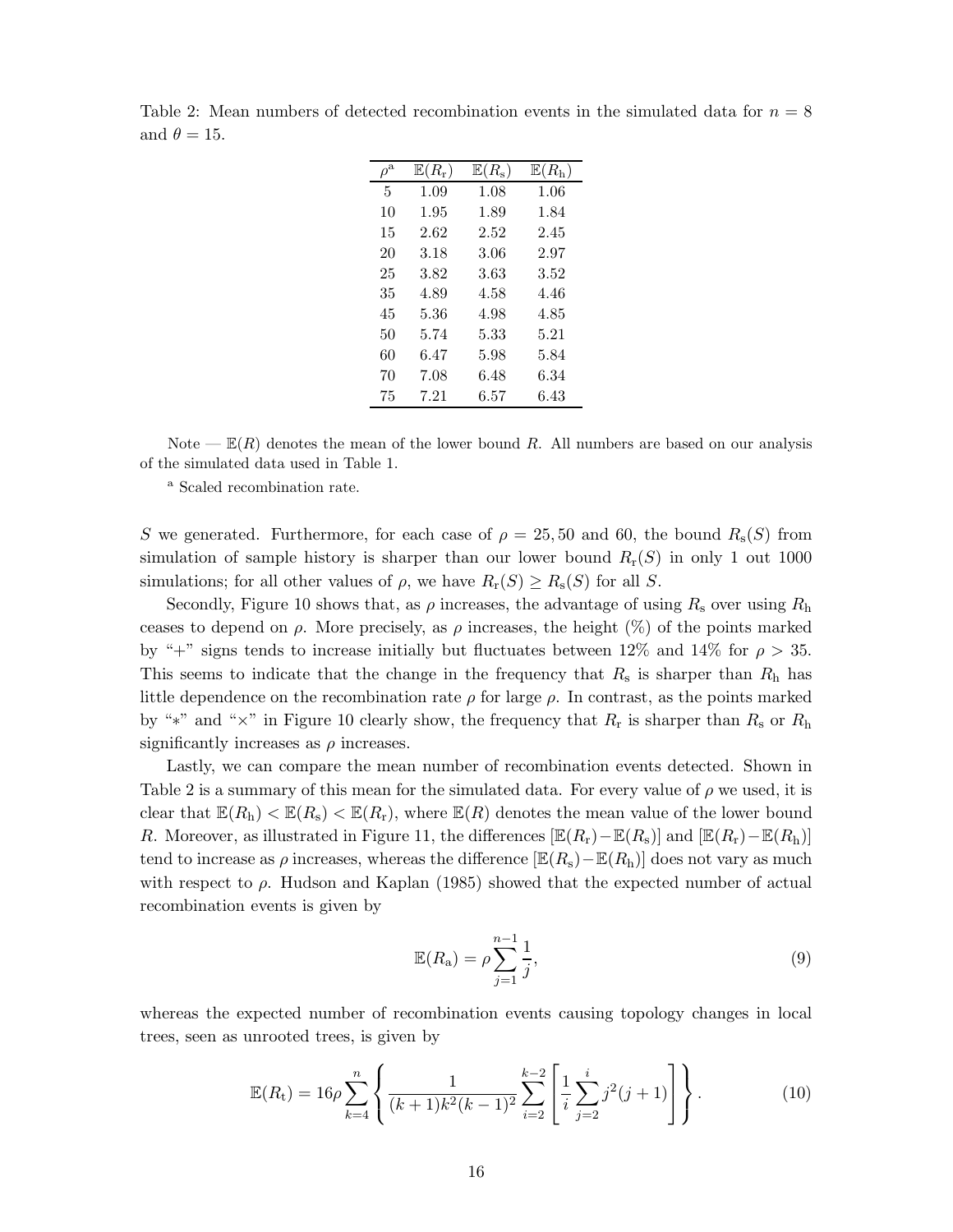Table 2: Mean numbers of detected recombination events in the simulated data for $n = 8$ and $\theta = 15$.

| $\rho$[a] | $\mathbb{E}(R_{\mathrm{r}})$ | $\mathbb{E}(R_{\mathrm{s}})$ | $\mathbb{E}(R_{\mathrm{h}})$ |
|---|---|---|---|
| 5 | 1.09 | 1.08 | 1.06 |
| 10 | 1.95 | 1.89 | 1.84 |
| 15 | 2.62 | 2.52 | 2.45 |
| 20 | 3.18 | 3.06 | 2.97 |
| 25 | 3.82 | 3.63 | 3.52 |
| 35 | 4.89 | 4.58 | 4.46 |
| 45 | 5.36 | 4.98 | 4.85 |
| 50 | 5.74 | 5.33 | 5.21 |
| 60 | 6.47 | 5.98 | 5.84 |
| 70 | 7.08 | 6.48 | 6.34 |
| 75 | 7.21 | 6.57 | 6.43 |

Note — $\mathbb{E}(R)$ denotes the mean of the lower bound $R$. All numbers are based on our analysis of the simulated data used in Table 1.

[a] Scaled recombination rate.

$S$ we generated. Furthermore, for each case of $\rho = 25, 50$ and 60, the bound $R_{\mathrm{s}}(S)$ from simulation of sample history is sharper than our lower bound $R_{\mathrm{r}}(S)$ in only 1 out 1000 simulations; for all other values of $\rho$, we have $R_{\mathrm{r}}(S) \geq R_{\mathrm{s}}(S)$ for all $S$.

Secondly, Figure 10 shows that, as $\rho$ increases, the advantage of using $R_{\mathrm{s}}$ over using $R_{\mathrm{h}}$ ceases to depend on $\rho$. More precisely, as $\rho$ increases, the height (%) of the points marked by "+" signs tends to increase initially but fluctuates between 12% and 14% for $\rho > 35$. This seems to indicate that the change in the frequency that $R_{\mathrm{s}}$ is sharper than $R_{\mathrm{h}}$ has little dependence on the recombination rate $\rho$ for large $\rho$. In contrast, as the points marked by "$*$" and "$\times$" in Figure 10 clearly show, the frequency that $R_{\mathrm{r}}$ is sharper than $R_{\mathrm{s}}$ or $R_{\mathrm{h}}$ significantly increases as $\rho$ increases.

Lastly, we can compare the mean number of recombination events detected. Shown in Table 2 is a summary of this mean for the simulated data. For every value of $\rho$ we used, it is clear that $\mathbb{E}(R_{\mathrm{h}}) < \mathbb{E}(R_{\mathrm{s}}) < \mathbb{E}(R_{\mathrm{r}})$, where $\mathbb{E}(R)$ denotes the mean value of the lower bound $R$. Moreover, as illustrated in Figure 11, the differences $[\mathbb{E}(R_{\mathrm{r}}) - \mathbb{E}(R_{\mathrm{s}})]$ and $[\mathbb{E}(R_{\mathrm{r}}) - \mathbb{E}(R_{\mathrm{h}})]$ tend to increase as $\rho$ increases, whereas the difference $[\mathbb{E}(R_{\mathrm{s}}) - \mathbb{E}(R_{\mathrm{h}})]$ does not vary as much with respect to $\rho$. Hudson and Kaplan (1985) showed that the expected number of actual recombination events is given by

$$\mathbb{E}(R_{\mathrm{a}}) = \rho \sum_{j=1}^{n-1} \frac{1}{j}, \tag{9}$$

whereas the expected number of recombination events causing topology changes in local trees, seen as unrooted trees, is given by

$$\mathbb{E}(R_{\mathrm{t}}) = 16\rho \sum_{k=4}^{n} \left\{ \frac{1}{(k+1)k^2(k-1)^2} \sum_{i=2}^{k-2} \left[ \frac{1}{i} \sum_{j=2}^{i} j^2(j+1) \right] \right\}. \tag{10}$$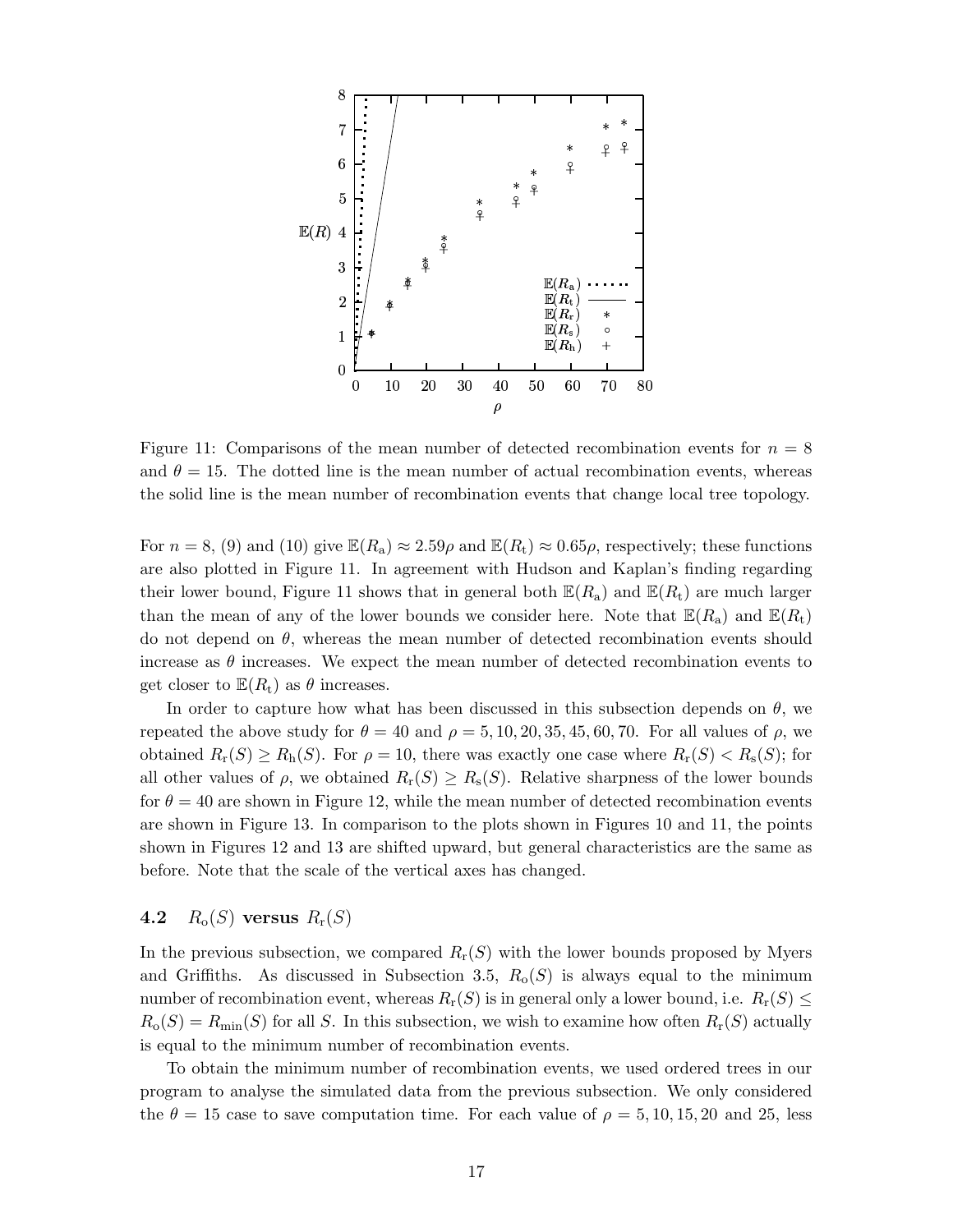Figure 11: Comparisons of the mean number of detected recombination events for $n = 8$ and $\theta = 15$. The dotted line is the mean number of actual recombination events, whereas the solid line is the mean number of recombination events that change local tree topology.

For $n = 8$, (9) and (10) give $\mathbb{E}(R_a) \approx 2.59\rho$ and $\mathbb{E}(R_t) \approx 0.65\rho$, respectively; these functions are also plotted in Figure 11. In agreement with Hudson and Kaplan's finding regarding their lower bound, Figure 11 shows that in general both $\mathbb{E}(R_a)$ and $\mathbb{E}(R_t)$ are much larger than the mean of any of the lower bounds we consider here. Note that $\mathbb{E}(R_a)$ and $\mathbb{E}(R_t)$ do not depend on $\theta$, whereas the mean number of detected recombination events should increase as $\theta$ increases. We expect the mean number of detected recombination events to get closer to $\mathbb{E}(R_t)$ as $\theta$ increases.

In order to capture how what has been discussed in this subsection depends on $\theta$, we repeated the above study for $\theta = 40$ and $\rho = 5, 10, 20, 35, 45, 60, 70$. For all values of $\rho$, we obtained $R_r(S) \geq R_h(S)$. For $\rho = 10$, there was exactly one case where $R_r(S) < R_s(S)$; for all other values of $\rho$, we obtained $R_r(S) \geq R_s(S)$. Relative sharpness of the lower bounds for $\theta = 40$ are shown in Figure 12, while the mean number of detected recombination events are shown in Figure 13. In comparison to the plots shown in Figures 10 and 11, the points shown in Figures 12 and 13 are shifted upward, but general characteristics are the same as before. Note that the scale of the vertical axes has changed.

### 4.2 $R_o(S)$ versus $R_r(S)$

In the previous subsection, we compared $R_r(S)$ with the lower bounds proposed by Myers and Griffiths. As discussed in Subsection 3.5, $R_o(S)$ is always equal to the minimum number of recombination event, whereas $R_r(S)$ is in general only a lower bound, i.e. $R_r(S) \leq R_o(S) = R_{\min}(S)$ for all $S$. In this subsection, we wish to examine how often $R_r(S)$ actually is equal to the minimum number of recombination events.

To obtain the minimum number of recombination events, we used ordered trees in our program to analyse the simulated data from the previous subsection. We only considered the $\theta = 15$ case to save computation time. For each value of $\rho = 5, 10, 15, 20$ and $25$, less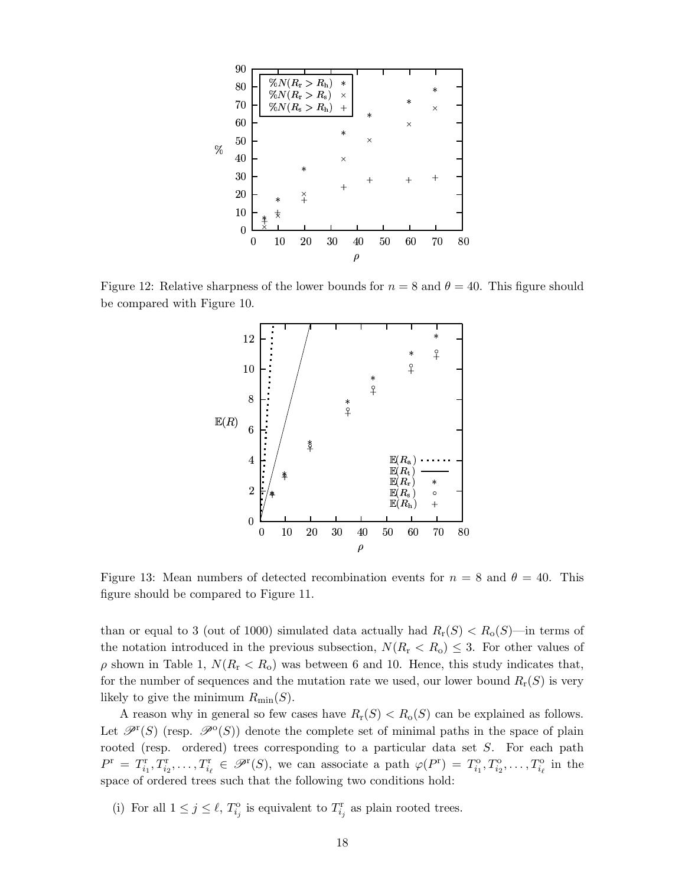Figure 12: Relative sharpness of the lower bounds for $n = 8$ and $\theta = 40$. This figure should be compared with Figure 10.

Figure 13: Mean numbers of detected recombination events for $n = 8$ and $\theta = 40$. This figure should be compared to Figure 11.

than or equal to 3 (out of 1000) simulated data actually had $R_{\rm r}(S) < R_{\rm o}(S)$—in terms of the notation introduced in the previous subsection, $N(R_{\rm r} < R_{\rm o}) \leq 3$. For other values of $\rho$ shown in Table 1, $N(R_{\rm r} < R_{\rm o})$ was between 6 and 10. Hence, this study indicates that, for the number of sequences and the mutation rate we used, our lower bound $R_{\rm r}(S)$ is very likely to give the minimum $R_{\rm min}(S)$.

A reason why in general so few cases have $R_{\rm r}(S) < R_{\rm o}(S)$ can be explained as follows. Let $\mathscr{P}^{\rm r}(S)$ (resp. $\mathscr{P}^{\rm o}(S)$) denote the complete set of minimal paths in the space of plain rooted (resp. ordered) trees corresponding to a particular data set $S$. For each path $P^{\rm r} = T^{\rm r}_{i_1}, T^{\rm r}_{i_2}, \ldots, T^{\rm r}_{i_\ell} \in \mathscr{P}^{\rm r}(S)$, we can associate a path $\varphi(P^{\rm r}) = T^{\rm o}_{i_1}, T^{\rm o}_{i_2}, \ldots, T^{\rm o}_{i_\ell}$ in the space of ordered trees such that the following two conditions hold:

(i) For all $1 \leq j \leq \ell$, $T^{\rm o}_{i_j}$ is equivalent to $T^{\rm r}_{i_j}$ as plain rooted trees.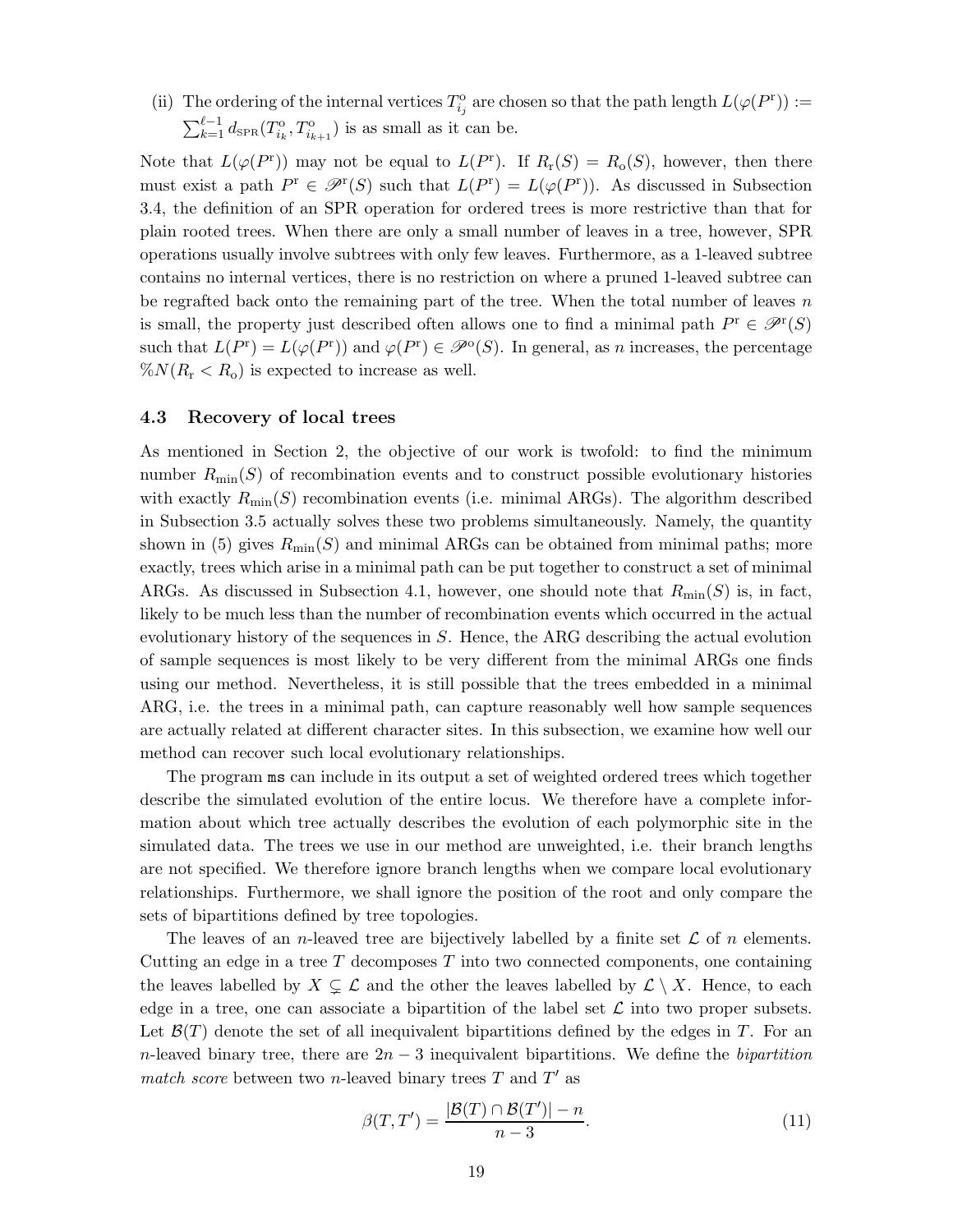(ii) The ordering of the internal vertices $T^{\mathrm{o}}_{i_j}$ are chosen so that the path length $L(\varphi(P^{\mathrm{r}})) := \sum_{k=1}^{\ell-1} d_{\mathrm{SPR}}(T^{\mathrm{o}}_{i_k}, T^{\mathrm{o}}_{i_{k+1}})$ is as small as it can be.

Note that $L(\varphi(P^{\mathrm{r}}))$ may not be equal to $L(P^{\mathrm{r}})$. If $R_{\mathrm{r}}(S) = R_{\mathrm{o}}(S)$, however, then there must exist a path $P^{\mathrm{r}} \in \mathscr{P}^{\mathrm{r}}(S)$ such that $L(P^{\mathrm{r}}) = L(\varphi(P^{\mathrm{r}}))$. As discussed in Subsection 3.4, the definition of an SPR operation for ordered trees is more restrictive than that for plain rooted trees. When there are only a small number of leaves in a tree, however, SPR operations usually involve subtrees with only few leaves. Furthermore, as a 1-leaved subtree contains no internal vertices, there is no restriction on where a pruned 1-leaved subtree can be regrafted back onto the remaining part of the tree. When the total number of leaves $n$ is small, the property just described often allows one to find a minimal path $P^{\mathrm{r}} \in \mathscr{P}^{\mathrm{r}}(S)$ such that $L(P^{\mathrm{r}}) = L(\varphi(P^{\mathrm{r}}))$ and $\varphi(P^{\mathrm{r}}) \in \mathscr{P}^{\mathrm{o}}(S)$. In general, as $n$ increases, the percentage $\%N(R_{\mathrm{r}} < R_{\mathrm{o}})$ is expected to increase as well.

### 4.3 Recovery of local trees

As mentioned in Section 2, the objective of our work is twofold: to find the minimum number $R_{\min}(S)$ of recombination events and to construct possible evolutionary histories with exactly $R_{\min}(S)$ recombination events (i.e. minimal ARGs). The algorithm described in Subsection 3.5 actually solves these two problems simultaneously. Namely, the quantity shown in (5) gives $R_{\min}(S)$ and minimal ARGs can be obtained from minimal paths; more exactly, trees which arise in a minimal path can be put together to construct a set of minimal ARGs. As discussed in Subsection 4.1, however, one should note that $R_{\min}(S)$ is, in fact, likely to be much less than the number of recombination events which occurred in the actual evolutionary history of the sequences in $S$. Hence, the ARG describing the actual evolution of sample sequences is most likely to be very different from the minimal ARGs one finds using our method. Nevertheless, it is still possible that the trees embedded in a minimal ARG, i.e. the trees in a minimal path, can capture reasonably well how sample sequences are actually related at different character sites. In this subsection, we examine how well our method can recover such local evolutionary relationships.

The program `ms` can include in its output a set of weighted ordered trees which together describe the simulated evolution of the entire locus. We therefore have a complete information about which tree actually describes the evolution of each polymorphic site in the simulated data. The trees we use in our method are unweighted, i.e. their branch lengths are not specified. We therefore ignore branch lengths when we compare local evolutionary relationships. Furthermore, we shall ignore the position of the root and only compare the sets of bipartitions defined by tree topologies.

The leaves of an $n$-leaved tree are bijectively labelled by a finite set $\mathcal{L}$ of $n$ elements. Cutting an edge in a tree $T$ decomposes $T$ into two connected components, one containing the leaves labelled by $X \subsetneq \mathcal{L}$ and the other the leaves labelled by $\mathcal{L} \setminus X$. Hence, to each edge in a tree, one can associate a bipartition of the label set $\mathcal{L}$ into two proper subsets. Let $\mathcal{B}(T)$ denote the set of all inequivalent bipartitions defined by the edges in $T$. For an $n$-leaved binary tree, there are $2n - 3$ inequivalent bipartitions. We define the *bipartition match score* between two $n$-leaved binary trees $T$ and $T'$ as

$$\beta(T, T') = \frac{|\mathcal{B}(T) \cap \mathcal{B}(T')| - n}{n - 3}. \tag{11}$$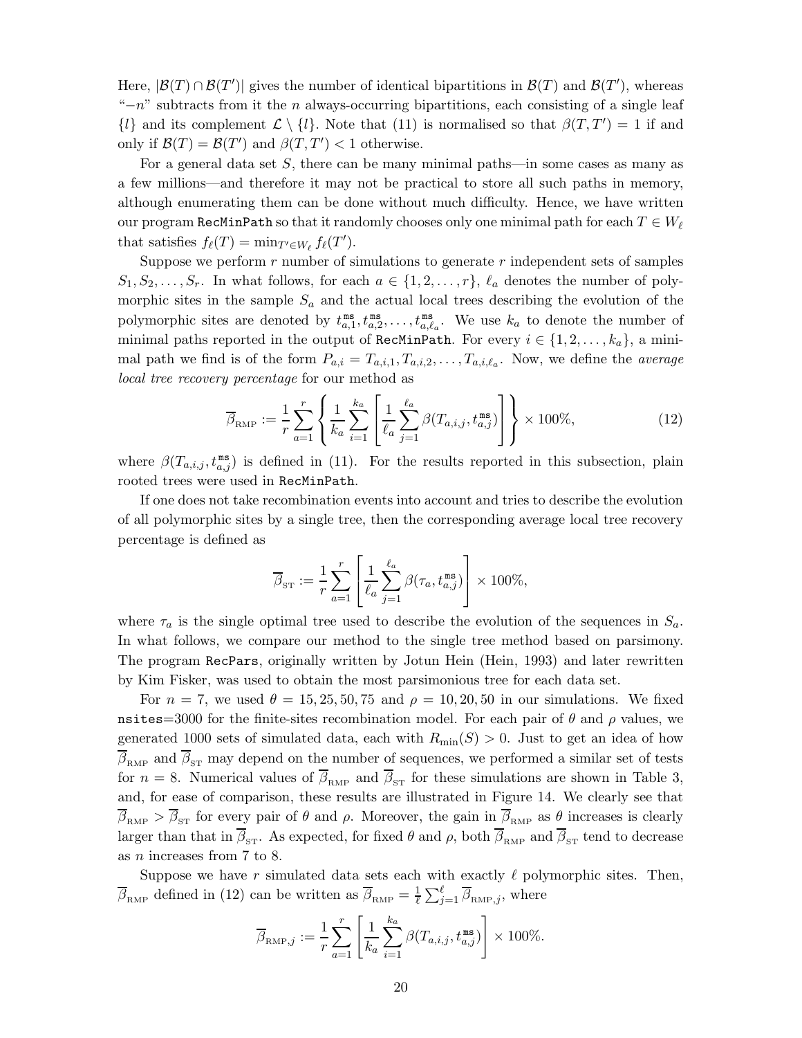Here, $|\mathcal{B}(T) \cap \mathcal{B}(T')|$ gives the number of identical bipartitions in $\mathcal{B}(T)$ and $\mathcal{B}(T')$, whereas "$-n$" subtracts from it the $n$ always-occurring bipartitions, each consisting of a single leaf $\{l\}$ and its complement $\mathcal{L} \setminus \{l\}$. Note that (11) is normalised so that $\beta(T, T') = 1$ if and only if $\mathcal{B}(T) = \mathcal{B}(T')$ and $\beta(T, T') < 1$ otherwise.

For a general data set $S$, there can be many minimal paths—in some cases as many as a few millions—and therefore it may not be practical to store all such paths in memory, although enumerating them can be done without much difficulty. Hence, we have written our program `RecMinPath` so that it randomly chooses only one minimal path for each $T \in W_\ell$ that satisfies $f_\ell(T) = \min_{T' \in W_\ell} f_\ell(T')$.

Suppose we perform $r$ number of simulations to generate $r$ independent sets of samples $S_1, S_2, \ldots, S_r$. In what follows, for each $a \in \{1, 2, \ldots, r\}$, $\ell_a$ denotes the number of polymorphic sites in the sample $S_a$ and the actual local trees describing the evolution of the polymorphic sites are denoted by $t^{\mathtt{ms}}_{a,1}, t^{\mathtt{ms}}_{a,2}, \ldots, t^{\mathtt{ms}}_{a,\ell_a}$. We use $k_a$ to denote the number of minimal paths reported in the output of `RecMinPath`. For every $i \in \{1, 2, \ldots, k_a\}$, a minimal path we find is of the form $P_{a,i} = T_{a,i,1}, T_{a,i,2}, \ldots, T_{a,i,\ell_a}$. Now, we define the *average local tree recovery percentage* for our method as

$$\overline{\beta}_{\mathrm{RMP}} := \frac{1}{r} \sum_{a=1}^{r} \left\{ \frac{1}{k_a} \sum_{i=1}^{k_a} \left[ \frac{1}{\ell_a} \sum_{j=1}^{\ell_a} \beta(T_{a,i,j}, t^{\mathtt{ms}}_{a,j}) \right] \right\} \times 100\%, \tag{12}$$

where $\beta(T_{a,i,j}, t^{\mathtt{ms}}_{a,j})$ is defined in (11). For the results reported in this subsection, plain rooted trees were used in `RecMinPath`.

If one does not take recombination events into account and tries to describe the evolution of all polymorphic sites by a single tree, then the corresponding average local tree recovery percentage is defined as

$$\overline{\beta}_{\mathrm{ST}} := \frac{1}{r} \sum_{a=1}^{r} \left[ \frac{1}{\ell_a} \sum_{j=1}^{\ell_a} \beta(\tau_a, t^{\mathtt{ms}}_{a,j}) \right] \times 100\%,$$

where $\tau_a$ is the single optimal tree used to describe the evolution of the sequences in $S_a$. In what follows, we compare our method to the single tree method based on parsimony. The program `RecPars`, originally written by Jotun Hein (Hein, 1993) and later rewritten by Kim Fisker, was used to obtain the most parsimonious tree for each data set.

For $n = 7$, we used $\theta = 15, 25, 50, 75$ and $\rho = 10, 20, 50$ in our simulations. We fixed `nsites`=3000 for the finite-sites recombination model. For each pair of $\theta$ and $\rho$ values, we generated 1000 sets of simulated data, each with $R_{\min}(S) > 0$. Just to get an idea of how $\overline{\beta}_{\mathrm{RMP}}$ and $\overline{\beta}_{\mathrm{ST}}$ may depend on the number of sequences, we performed a similar set of tests for $n = 8$. Numerical values of $\overline{\beta}_{\mathrm{RMP}}$ and $\overline{\beta}_{\mathrm{ST}}$ for these simulations are shown in Table 3, and, for ease of comparison, these results are illustrated in Figure 14. We clearly see that $\overline{\beta}_{\mathrm{RMP}} > \overline{\beta}_{\mathrm{ST}}$ for every pair of $\theta$ and $\rho$. Moreover, the gain in $\overline{\beta}_{\mathrm{RMP}}$ as $\theta$ increases is clearly larger than that in $\overline{\beta}_{\mathrm{ST}}$. As expected, for fixed $\theta$ and $\rho$, both $\overline{\beta}_{\mathrm{RMP}}$ and $\overline{\beta}_{\mathrm{ST}}$ tend to decrease as $n$ increases from 7 to 8.

Suppose we have $r$ simulated data sets each with exactly $\ell$ polymorphic sites. Then, $\overline{\beta}_{\mathrm{RMP}}$ defined in (12) can be written as $\overline{\beta}_{\mathrm{RMP}} = \frac{1}{\ell} \sum_{j=1}^{\ell} \overline{\beta}_{\mathrm{RMP},j}$, where

$$\overline{\beta}_{\mathrm{RMP},j} := \frac{1}{r} \sum_{a=1}^{r} \left[ \frac{1}{k_a} \sum_{i=1}^{k_a} \beta(T_{a,i,j}, t^{\mathtt{ms}}_{a,j}) \right] \times 100\%.$$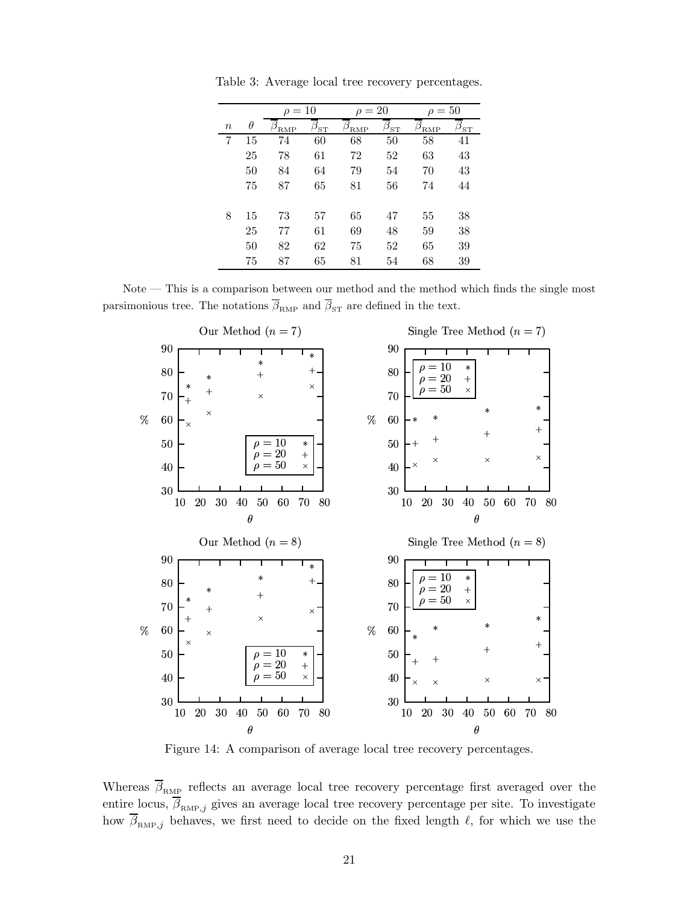Table 3: Average local tree recovery percentages.

| | | $\rho = 10$ | | $\rho = 20$ | | $\rho = 50$ | |
|---|---|---|---|---|---|---|---|
| $n$ | $\theta$ | $\overline{\beta}_{\text{RMP}}$ | $\overline{\beta}_{\text{ST}}$ | $\overline{\beta}_{\text{RMP}}$ | $\overline{\beta}_{\text{ST}}$ | $\overline{\beta}_{\text{RMP}}$ | $\overline{\beta}_{\text{ST}}$ |
| 7 | 15 | 74 | 60 | 68 | 50 | 58 | 41 |
| | 25 | 78 | 61 | 72 | 52 | 63 | 43 |
| | 50 | 84 | 64 | 79 | 54 | 70 | 43 |
| | 75 | 87 | 65 | 81 | 56 | 74 | 44 |
| 8 | 15 | 73 | 57 | 65 | 47 | 55 | 38 |
| | 25 | 77 | 61 | 69 | 48 | 59 | 38 |
| | 50 | 82 | 62 | 75 | 52 | 65 | 39 |
| | 75 | 87 | 65 | 81 | 54 | 68 | 39 |

Note — This is a comparison between our method and the method which finds the single most parsimonious tree. The notations $\overline{\beta}_{\text{RMP}}$ and $\overline{\beta}_{\text{ST}}$ are defined in the text.

Figure 14: A comparison of average local tree recovery percentages.

Whereas $\overline{\beta}_{\text{RMP}}$ reflects an average local tree recovery percentage first averaged over the entire locus, $\overline{\beta}_{\text{RMP},j}$ gives an average local tree recovery percentage per site. To investigate how $\overline{\beta}_{\text{RMP},j}$ behaves, we first need to decide on the fixed length $\ell$, for which we use the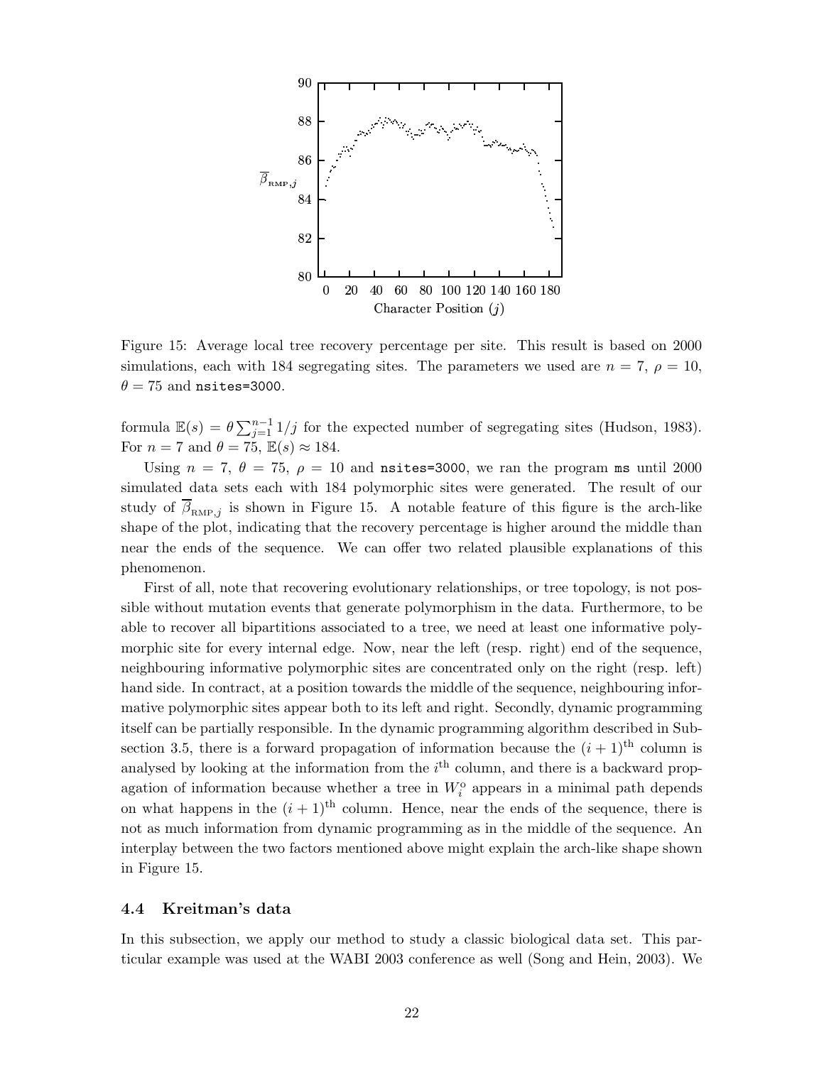Figure 15: Average local tree recovery percentage per site. This result is based on 2000 simulations, each with 184 segregating sites. The parameters we used are $n = 7$, $\rho = 10$, $\theta = 75$ and `nsites=3000`.

formula $\mathbb{E}(s) = \theta \sum_{j=1}^{n-1} 1/j$ for the expected number of segregating sites (Hudson, 1983). For $n = 7$ and $\theta = 75$, $\mathbb{E}(s) \approx 184$.

Using $n = 7$, $\theta = 75$, $\rho = 10$ and `nsites=3000`, we ran the program `ms` until 2000 simulated data sets each with 184 polymorphic sites were generated. The result of our study of $\overline{\beta}_{\text{RMP},j}$ is shown in Figure 15. A notable feature of this figure is the arch-like shape of the plot, indicating that the recovery percentage is higher around the middle than near the ends of the sequence. We can offer two related plausible explanations of this phenomenon.

First of all, note that recovering evolutionary relationships, or tree topology, is not possible without mutation events that generate polymorphism in the data. Furthermore, to be able to recover all bipartitions associated to a tree, we need at least one informative polymorphic site for every internal edge. Now, near the left (resp. right) end of the sequence, neighbouring informative polymorphic sites are concentrated only on the right (resp. left) hand side. In contract, at a position towards the middle of the sequence, neighbouring informative polymorphic sites appear both to its left and right. Secondly, dynamic programming itself can be partially responsible. In the dynamic programming algorithm described in Subsection 3.5, there is a forward propagation of information because the $(i+1)^{\text{th}}$ column is analysed by looking at the information from the $i^{\text{th}}$ column, and there is a backward propagation of information because whether a tree in $W_i^{\text{o}}$ appears in a minimal path depends on what happens in the $(i+1)^{\text{th}}$ column. Hence, near the ends of the sequence, there is not as much information from dynamic programming as in the middle of the sequence. An interplay between the two factors mentioned above might explain the arch-like shape shown in Figure 15.

### 4.4 Kreitman's data

In this subsection, we apply our method to study a classic biological data set. This particular example was used at the WABI 2003 conference as well (Song and Hein, 2003). We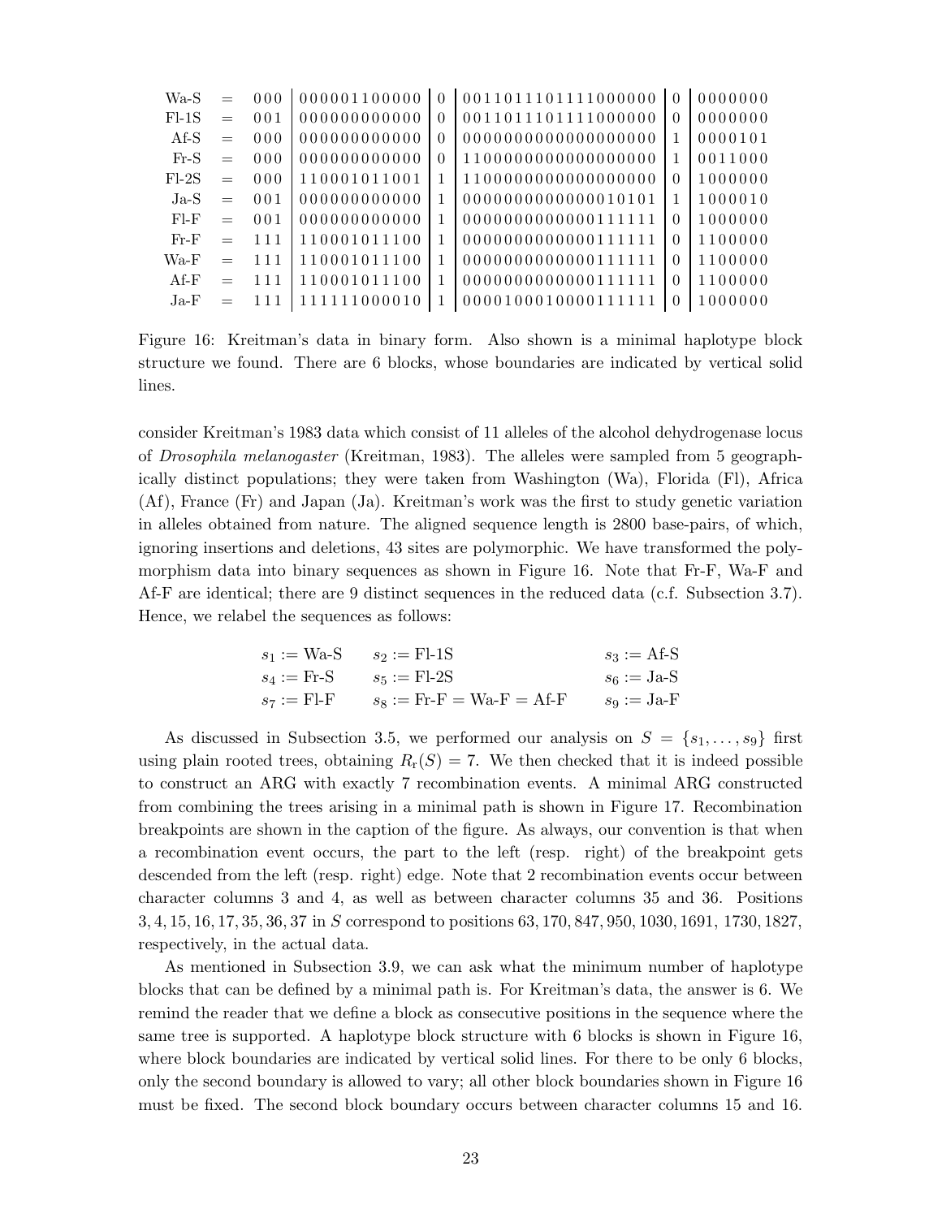| | | | | | | | | |
|---|---|---|---|---|---|---|---|---|
| Wa-S | = | 000 | 000001100000 | 0 | 0011011101111000000 | 0 | 0000000 |
| Fl-1S | = | 001 | 000000000000 | 0 | 0011011101111000000 | 0 | 0000000 |
| Af-S | = | 000 | 000000000000 | 0 | 0000000000000000000 | 1 | 0000101 |
| Fr-S | = | 000 | 000000000000 | 0 | 1100000000000000000 | 1 | 0011000 |
| Fl-2S | = | 000 | 110001011001 | 1 | 1100000000000000000 | 0 | 1000000 |
| Ja-S | = | 001 | 000000000000 | 1 | 0000000000000010101 | 1 | 1000010 |
| Fl-F | = | 001 | 000000000000 | 1 | 0000000000000111111 | 0 | 1000000 |
| Fr-F | = | 111 | 110001011100 | 1 | 0000000000000111111 | 0 | 1100000 |
| Wa-F | = | 111 | 110001011100 | 1 | 0000000000000111111 | 0 | 1100000 |
| Af-F | = | 111 | 110001011100 | 1 | 0000000000000111111 | 0 | 1100000 |
| Ja-F | = | 111 | 111111000010 | 1 | 0000100010000111111 | 0 | 1000000 |

Figure 16: Kreitman's data in binary form. Also shown is a minimal haplotype block structure we found. There are 6 blocks, whose boundaries are indicated by vertical solid lines.

consider Kreitman's 1983 data which consist of 11 alleles of the alcohol dehydrogenase locus of *Drosophila melanogaster* (Kreitman, 1983). The alleles were sampled from 5 geographically distinct populations; they were taken from Washington (Wa), Florida (Fl), Africa (Af), France (Fr) and Japan (Ja). Kreitman's work was the first to study genetic variation in alleles obtained from nature. The aligned sequence length is 2800 base-pairs, of which, ignoring insertions and deletions, 43 sites are polymorphic. We have transformed the polymorphism data into binary sequences as shown in Figure 16. Note that Fr-F, Wa-F and Af-F are identical; there are 9 distinct sequences in the reduced data (c.f. Subsection 3.7). Hence, we relabel the sequences as follows:

| | | |
|---|---|---|
| $s_1 :=$ Wa-S | $s_2 :=$ Fl-1S | $s_3 :=$ Af-S |
| $s_4 :=$ Fr-S | $s_5 :=$ Fl-2S | $s_6 :=$ Ja-S |
| $s_7 :=$ Fl-F | $s_8 :=$ Fr-F = Wa-F = Af-F | $s_9 :=$ Ja-F |

As discussed in Subsection 3.5, we performed our analysis on $S = \{s_1, \ldots, s_9\}$ first using plain rooted trees, obtaining $R_r(S) = 7$. We then checked that it is indeed possible to construct an ARG with exactly 7 recombination events. A minimal ARG constructed from combining the trees arising in a minimal path is shown in Figure 17. Recombination breakpoints are shown in the caption of the figure. As always, our convention is that when a recombination event occurs, the part to the left (resp. right) of the breakpoint gets descended from the left (resp. right) edge. Note that 2 recombination events occur between character columns 3 and 4, as well as between character columns 35 and 36. Positions $3, 4, 15, 16, 17, 35, 36, 37$ in $S$ correspond to positions $63, 170, 847, 950, 1030, 1691, 1730, 1827$, respectively, in the actual data.

As mentioned in Subsection 3.9, we can ask what the minimum number of haplotype blocks that can be defined by a minimal path is. For Kreitman's data, the answer is 6. We remind the reader that we define a block as consecutive positions in the sequence where the same tree is supported. A haplotype block structure with 6 blocks is shown in Figure 16, where block boundaries are indicated by vertical solid lines. For there to be only 6 blocks, only the second boundary is allowed to vary; all other block boundaries shown in Figure 16 must be fixed. The second block boundary occurs between character columns 15 and 16.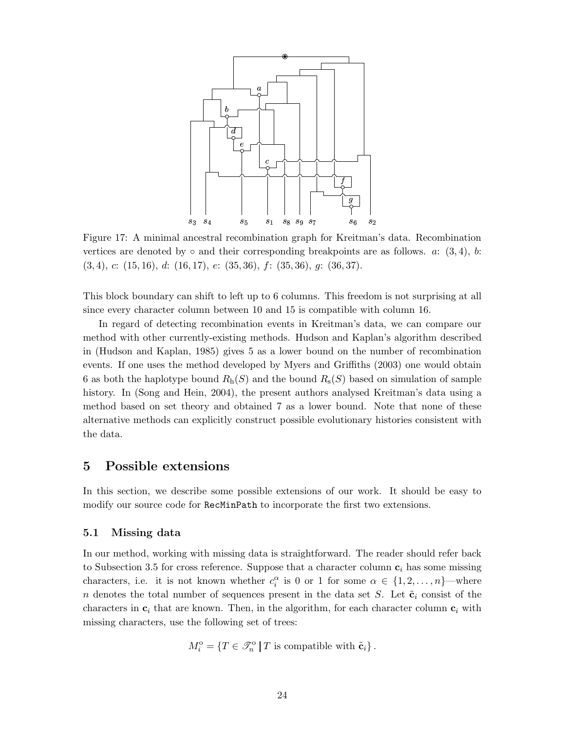Figure 17: A minimal ancestral recombination graph for Kreitman's data. Recombination vertices are denoted by $\circ$ and their corresponding breakpoints are as follows. $a$: $(3, 4)$, $b$: $(3, 4)$, $c$: $(15, 16)$, $d$: $(16, 17)$, $e$: $(35, 36)$, $f$: $(35, 36)$, $g$: $(36, 37)$.

This block boundary can shift to left up to 6 columns. This freedom is not surprising at all since every character column between 10 and 15 is compatible with column 16.

In regard of detecting recombination events in Kreitman's data, we can compare our method with other currently-existing methods. Hudson and Kaplan's algorithm described in (Hudson and Kaplan, 1985) gives 5 as a lower bound on the number of recombination events. If one uses the method developed by Myers and Griffiths (2003) one would obtain 6 as both the haplotype bound $R_{\text{h}}(S)$ and the bound $R_{\text{s}}(S)$ based on simulation of sample history. In (Song and Hein, 2004), the present authors analysed Kreitman's data using a method based on set theory and obtained 7 as a lower bound. Note that none of these alternative methods can explicitly construct possible evolutionary histories consistent with the data.

# 5 Possible extensions

In this section, we describe some possible extensions of our work. It should be easy to modify our source code for `RecMinPath` to incorporate the first two extensions.

## 5.1 Missing data

In our method, working with missing data is straightforward. The reader should refer back to Subsection 3.5 for cross reference. Suppose that a character column $\mathbf{c}_i$ has some missing characters, i.e. it is not known whether $c_i^\alpha$ is 0 or 1 for some $\alpha \in \{1, 2, \ldots, n\}$—where $n$ denotes the total number of sequences present in the data set $S$. Let $\tilde{\mathbf{c}}_i$ consist of the characters in $\mathbf{c}_i$ that are known. Then, in the algorithm, for each character column $\mathbf{c}_i$ with missing characters, use the following set of trees:

$$M_i^\circ = \{T \in \mathscr{T}_n^\circ \mid T \text{ is compatible with } \tilde{\mathbf{c}}_i\}.$$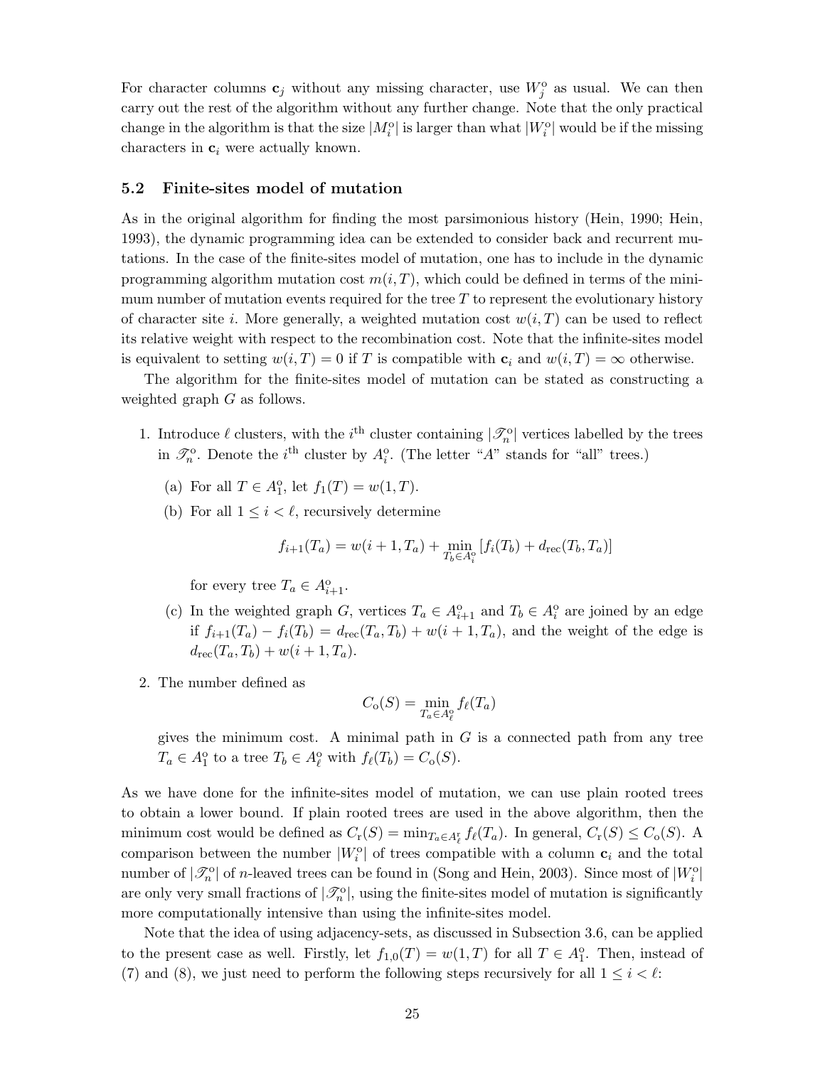For character columns $\mathbf{c}_j$ without any missing character, use $W_j^{\mathrm{o}}$ as usual. We can then carry out the rest of the algorithm without any further change. Note that the only practical change in the algorithm is that the size $|M_i^{\mathrm{o}}|$ is larger than what $|W_i^{\mathrm{o}}|$ would be if the missing characters in $\mathbf{c}_i$ were actually known.

### 5.2 Finite-sites model of mutation

As in the original algorithm for finding the most parsimonious history (Hein, 1990; Hein, 1993), the dynamic programming idea can be extended to consider back and recurrent mutations. In the case of the finite-sites model of mutation, one has to include in the dynamic programming algorithm mutation cost $m(i, T)$, which could be defined in terms of the minimum number of mutation events required for the tree $T$ to represent the evolutionary history of character site $i$. More generally, a weighted mutation cost $w(i, T)$ can be used to reflect its relative weight with respect to the recombination cost. Note that the infinite-sites model is equivalent to setting $w(i, T) = 0$ if $T$ is compatible with $\mathbf{c}_i$ and $w(i, T) = \infty$ otherwise.

The algorithm for the finite-sites model of mutation can be stated as constructing a weighted graph $G$ as follows.

1. Introduce $\ell$ clusters, with the $i^{\text{th}}$ cluster containing $|\mathscr{T}_n^{\mathrm{o}}|$ vertices labelled by the trees in $\mathscr{T}_n^{\mathrm{o}}$. Denote the $i^{\text{th}}$ cluster by $A_i^{\mathrm{o}}$. (The letter "$A$" stands for "all" trees.)

   (a) For all $T \in A_1^{\mathrm{o}}$, let $f_1(T) = w(1, T)$.

   (b) For all $1 \leq i < \ell$, recursively determine

   $$f_{i+1}(T_a) = w(i+1, T_a) + \min_{T_b \in A_i^{\mathrm{o}}} [f_i(T_b) + d_{\mathrm{rec}}(T_b, T_a)]$$

   for every tree $T_a \in A_{i+1}^{\mathrm{o}}$.

   (c) In the weighted graph $G$, vertices $T_a \in A_{i+1}^{\mathrm{o}}$ and $T_b \in A_i^{\mathrm{o}}$ are joined by an edge if $f_{i+1}(T_a) - f_i(T_b) = d_{\mathrm{rec}}(T_a, T_b) + w(i+1, T_a)$, and the weight of the edge is $d_{\mathrm{rec}}(T_a, T_b) + w(i+1, T_a)$.

2. The number defined as

   $$C_{\mathrm{o}}(S) = \min_{T_a \in A_\ell^{\mathrm{o}}} f_\ell(T_a)$$

   gives the minimum cost. A minimal path in $G$ is a connected path from any tree $T_a \in A_1^{\mathrm{o}}$ to a tree $T_b \in A_\ell^{\mathrm{o}}$ with $f_\ell(T_b) = C_{\mathrm{o}}(S)$.

As we have done for the infinite-sites model of mutation, we can use plain rooted trees to obtain a lower bound. If plain rooted trees are used in the above algorithm, then the minimum cost would be defined as $C_{\mathrm{r}}(S) = \min_{T_a \in A_\ell^{\mathrm{r}}} f_\ell(T_a)$. In general, $C_{\mathrm{r}}(S) \leq C_{\mathrm{o}}(S)$. A comparison between the number $|W_i^{\mathrm{o}}|$ of trees compatible with a column $\mathbf{c}_i$ and the total number of $|\mathscr{T}_n^{\mathrm{o}}|$ of $n$-leaved trees can be found in (Song and Hein, 2003). Since most of $|W_i^{\mathrm{o}}|$ are only very small fractions of $|\mathscr{T}_n^{\mathrm{o}}|$, using the finite-sites model of mutation is significantly more computationally intensive than using the infinite-sites model.

Note that the idea of using adjacency-sets, as discussed in Subsection 3.6, can be applied to the present case as well. Firstly, let $f_{1,0}(T) = w(1, T)$ for all $T \in A_1^{\mathrm{o}}$. Then, instead of (7) and (8), we just need to perform the following steps recursively for all $1 \leq i < \ell$: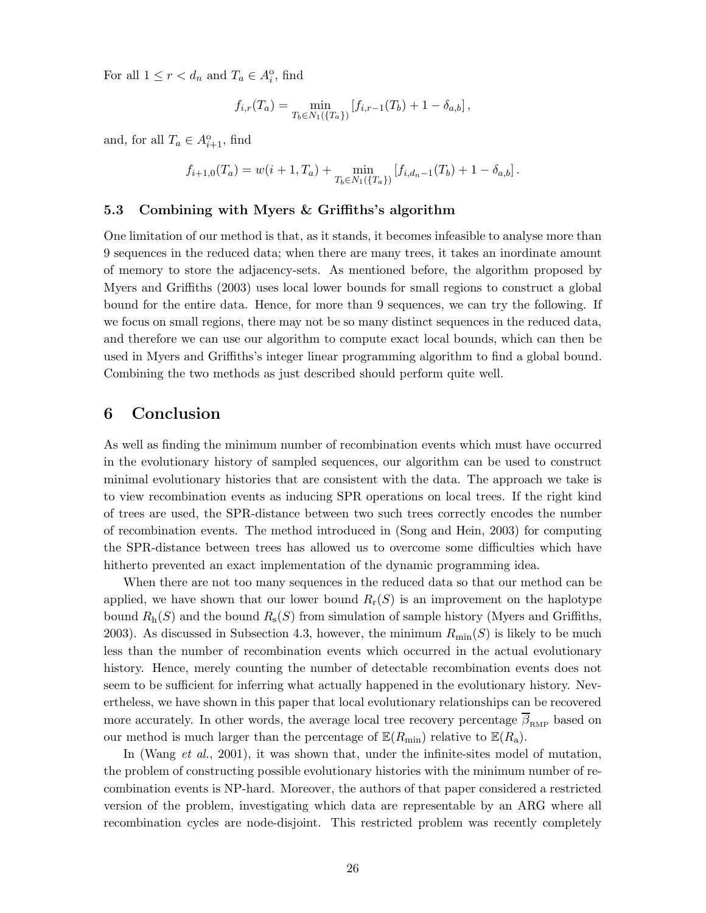For all $1 \leq r < d_n$ and $T_a \in A_i^{\circ}$, find

$$f_{i,r}(T_a) = \min_{T_b \in N_1(\{T_a\})} \left[ f_{i,r-1}(T_b) + 1 - \delta_{a,b} \right],$$

and, for all $T_a \in A_{i+1}^{\circ}$, find

$$f_{i+1,0}(T_a) = w(i+1, T_a) + \min_{T_b \in N_1(\{T_a\})} \left[ f_{i,d_n-1}(T_b) + 1 - \delta_{a,b} \right].$$

### 5.3 Combining with Myers & Griffiths's algorithm

One limitation of our method is that, as it stands, it becomes infeasible to analyse more than 9 sequences in the reduced data; when there are many trees, it takes an inordinate amount of memory to store the adjacency-sets. As mentioned before, the algorithm proposed by Myers and Griffiths (2003) uses local lower bounds for small regions to construct a global bound for the entire data. Hence, for more than 9 sequences, we can try the following. If we focus on small regions, there may not be so many distinct sequences in the reduced data, and therefore we can use our algorithm to compute exact local bounds, which can then be used in Myers and Griffiths's integer linear programming algorithm to find a global bound. Combining the two methods as just described should perform quite well.

## 6 Conclusion

As well as finding the minimum number of recombination events which must have occurred in the evolutionary history of sampled sequences, our algorithm can be used to construct minimal evolutionary histories that are consistent with the data. The approach we take is to view recombination events as inducing SPR operations on local trees. If the right kind of trees are used, the SPR-distance between two such trees correctly encodes the number of recombination events. The method introduced in (Song and Hein, 2003) for computing the SPR-distance between trees has allowed us to overcome some difficulties which have hitherto prevented an exact implementation of the dynamic programming idea.

When there are not too many sequences in the reduced data so that our method can be applied, we have shown that our lower bound $R_{\mathrm{r}}(S)$ is an improvement on the haplotype bound $R_{\mathrm{h}}(S)$ and the bound $R_{\mathrm{s}}(S)$ from simulation of sample history (Myers and Griffiths, 2003). As discussed in Subsection 4.3, however, the minimum $R_{\min}(S)$ is likely to be much less than the number of recombination events which occurred in the actual evolutionary history. Hence, merely counting the number of detectable recombination events does not seem to be sufficient for inferring what actually happened in the evolutionary history. Nevertheless, we have shown in this paper that local evolutionary relationships can be recovered more accurately. In other words, the average local tree recovery percentage $\overline{\beta}_{\mathrm{RMP}}$ based on our method is much larger than the percentage of $\mathbb{E}(R_{\min})$ relative to $\mathbb{E}(R_{\mathrm{a}})$.

In (Wang *et al.*, 2001), it was shown that, under the infinite-sites model of mutation, the problem of constructing possible evolutionary histories with the minimum number of recombination events is NP-hard. Moreover, the authors of that paper considered a restricted version of the problem, investigating which data are representable by an ARG where all recombination cycles are node-disjoint. This restricted problem was recently completely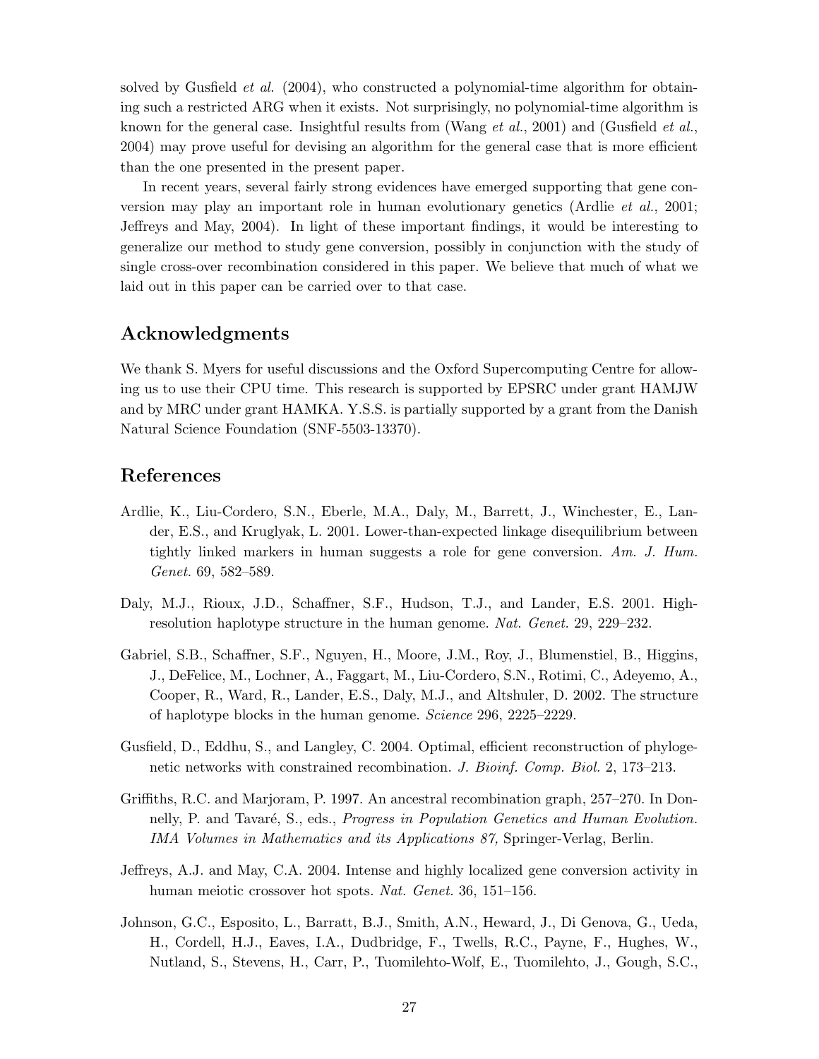solved by Gusfield *et al.* (2004), who constructed a polynomial-time algorithm for obtaining such a restricted ARG when it exists. Not surprisingly, no polynomial-time algorithm is known for the general case. Insightful results from (Wang *et al.*, 2001) and (Gusfield *et al.*, 2004) may prove useful for devising an algorithm for the general case that is more efficient than the one presented in the present paper.

In recent years, several fairly strong evidences have emerged supporting that gene conversion may play an important role in human evolutionary genetics (Ardlie *et al.*, 2001; Jeffreys and May, 2004). In light of these important findings, it would be interesting to generalize our method to study gene conversion, possibly in conjunction with the study of single cross-over recombination considered in this paper. We believe that much of what we laid out in this paper can be carried over to that case.

## Acknowledgments

We thank S. Myers for useful discussions and the Oxford Supercomputing Centre for allowing us to use their CPU time. This research is supported by EPSRC under grant HAMJW and by MRC under grant HAMKA. Y.S.S. is partially supported by a grant from the Danish Natural Science Foundation (SNF-5503-13370).

## References

Ardlie, K., Liu-Cordero, S.N., Eberle, M.A., Daly, M., Barrett, J., Winchester, E., Lander, E.S., and Kruglyak, L. 2001. Lower-than-expected linkage disequilibrium between tightly linked markers in human suggests a role for gene conversion. *Am. J. Hum. Genet.* 69, 582–589.

Daly, M.J., Rioux, J.D., Schaffner, S.F., Hudson, T.J., and Lander, E.S. 2001. High-resolution haplotype structure in the human genome. *Nat. Genet.* 29, 229–232.

Gabriel, S.B., Schaffner, S.F., Nguyen, H., Moore, J.M., Roy, J., Blumenstiel, B., Higgins, J., DeFelice, M., Lochner, A., Faggart, M., Liu-Cordero, S.N., Rotimi, C., Adeyemo, A., Cooper, R., Ward, R., Lander, E.S., Daly, M.J., and Altshuler, D. 2002. The structure of haplotype blocks in the human genome. *Science* 296, 2225–2229.

Gusfield, D., Eddhu, S., and Langley, C. 2004. Optimal, efficient reconstruction of phylogenetic networks with constrained recombination. *J. Bioinf. Comp. Biol.* 2, 173–213.

Griffiths, R.C. and Marjoram, P. 1997. An ancestral recombination graph, 257–270. In Donnelly, P. and Tavaré, S., eds., *Progress in Population Genetics and Human Evolution. IMA Volumes in Mathematics and its Applications 87,* Springer-Verlag, Berlin.

Jeffreys, A.J. and May, C.A. 2004. Intense and highly localized gene conversion activity in human meiotic crossover hot spots. *Nat. Genet.* 36, 151–156.

Johnson, G.C., Esposito, L., Barratt, B.J., Smith, A.N., Heward, J., Di Genova, G., Ueda, H., Cordell, H.J., Eaves, I.A., Dudbridge, F., Twells, R.C., Payne, F., Hughes, W., Nutland, S., Stevens, H., Carr, P., Tuomilehto-Wolf, E., Tuomilehto, J., Gough, S.C.,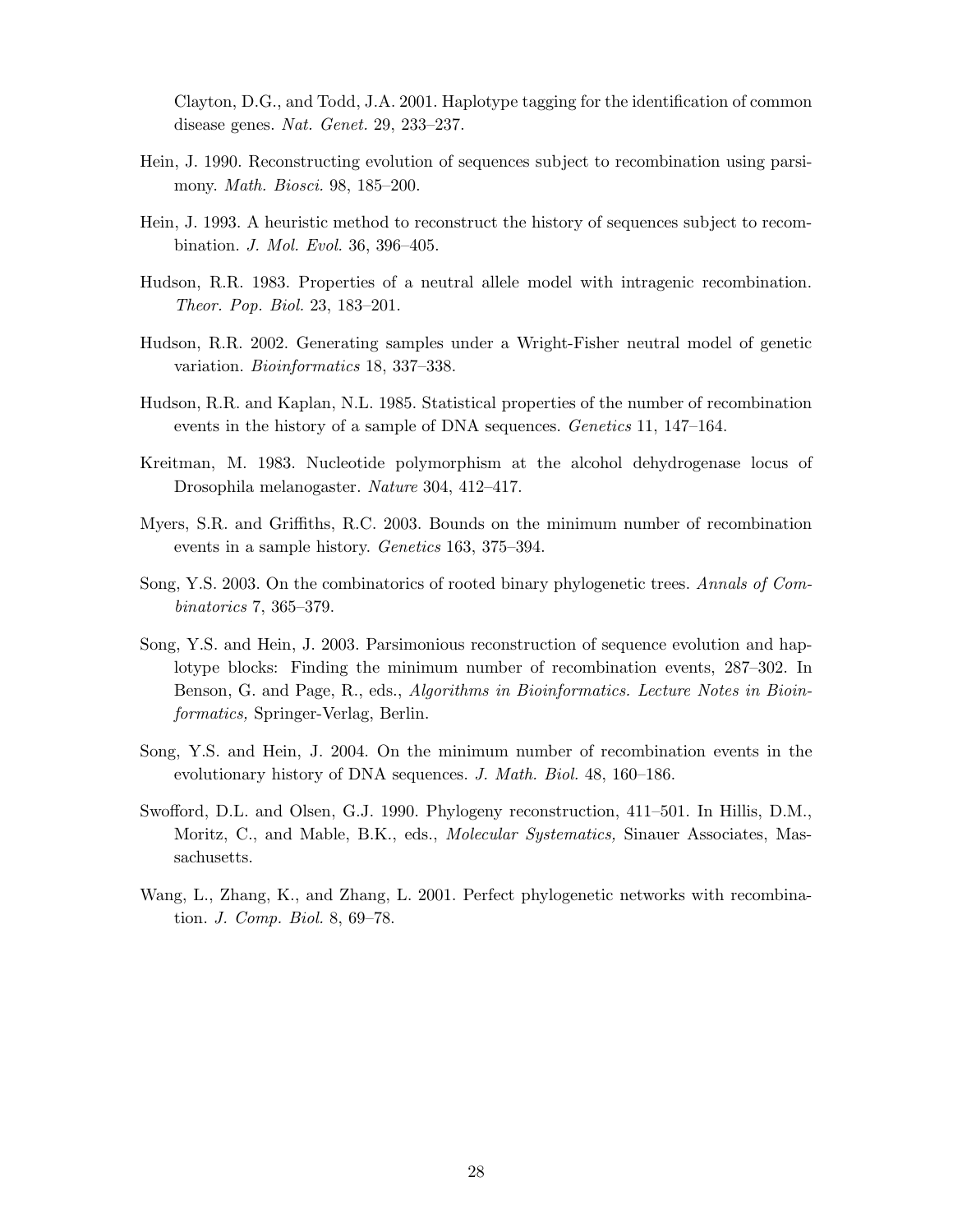Clayton, D.G., and Todd, J.A. 2001. Haplotype tagging for the identification of common disease genes. *Nat. Genet.* 29, 233–237.

Hein, J. 1990. Reconstructing evolution of sequences subject to recombination using parsimony. *Math. Biosci.* 98, 185–200.

Hein, J. 1993. A heuristic method to reconstruct the history of sequences subject to recombination. *J. Mol. Evol.* 36, 396–405.

Hudson, R.R. 1983. Properties of a neutral allele model with intragenic recombination. *Theor. Pop. Biol.* 23, 183–201.

Hudson, R.R. 2002. Generating samples under a Wright-Fisher neutral model of genetic variation. *Bioinformatics* 18, 337–338.

Hudson, R.R. and Kaplan, N.L. 1985. Statistical properties of the number of recombination events in the history of a sample of DNA sequences. *Genetics* 11, 147–164.

Kreitman, M. 1983. Nucleotide polymorphism at the alcohol dehydrogenase locus of Drosophila melanogaster. *Nature* 304, 412–417.

Myers, S.R. and Griffiths, R.C. 2003. Bounds on the minimum number of recombination events in a sample history. *Genetics* 163, 375–394.

Song, Y.S. 2003. On the combinatorics of rooted binary phylogenetic trees. *Annals of Combinatorics* 7, 365–379.

Song, Y.S. and Hein, J. 2003. Parsimonious reconstruction of sequence evolution and haplotype blocks: Finding the minimum number of recombination events, 287–302. In Benson, G. and Page, R., eds., *Algorithms in Bioinformatics. Lecture Notes in Bioinformatics,* Springer-Verlag, Berlin.

Song, Y.S. and Hein, J. 2004. On the minimum number of recombination events in the evolutionary history of DNA sequences. *J. Math. Biol.* 48, 160–186.

Swofford, D.L. and Olsen, G.J. 1990. Phylogeny reconstruction, 411–501. In Hillis, D.M., Moritz, C., and Mable, B.K., eds., *Molecular Systematics,* Sinauer Associates, Massachusetts.

Wang, L., Zhang, K., and Zhang, L. 2001. Perfect phylogenetic networks with recombination. *J. Comp. Biol.* 8, 69–78.